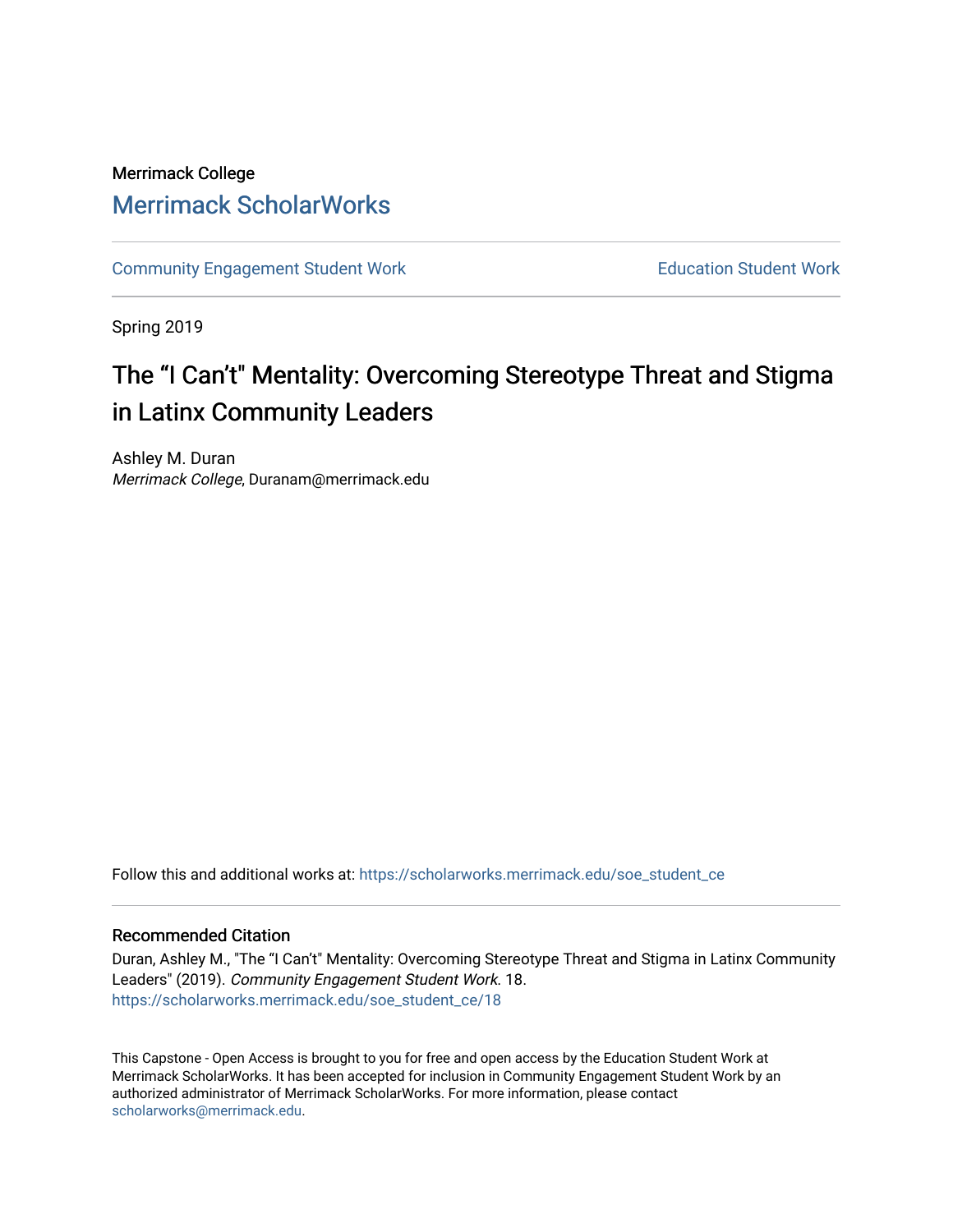Merrimack College

Merrimack ScholarWorks

Community Engagement Student Work | Education Student Work

Spring 2019

# The “I Can’t" Mentality: Overcoming Stereotype Threat and Stigma in Latinx Community Leaders

Ashley M. Duran
*Merrimack College*, Duranam@merrimack.edu

Follow this and additional works at: https://scholarworks.merrimack.edu/soe_student_ce

## Recommended Citation

Duran, Ashley M., "The “I Can’t" Mentality: Overcoming Stereotype Threat and Stigma in Latinx Community Leaders" (2019). *Community Engagement Student Work*. 18.
https://scholarworks.merrimack.edu/soe_student_ce/18

This Capstone - Open Access is brought to you for free and open access by the Education Student Work at Merrimack ScholarWorks. It has been accepted for inclusion in Community Engagement Student Work by an authorized administrator of Merrimack ScholarWorks. For more information, please contact scholarworks@merrimack.edu.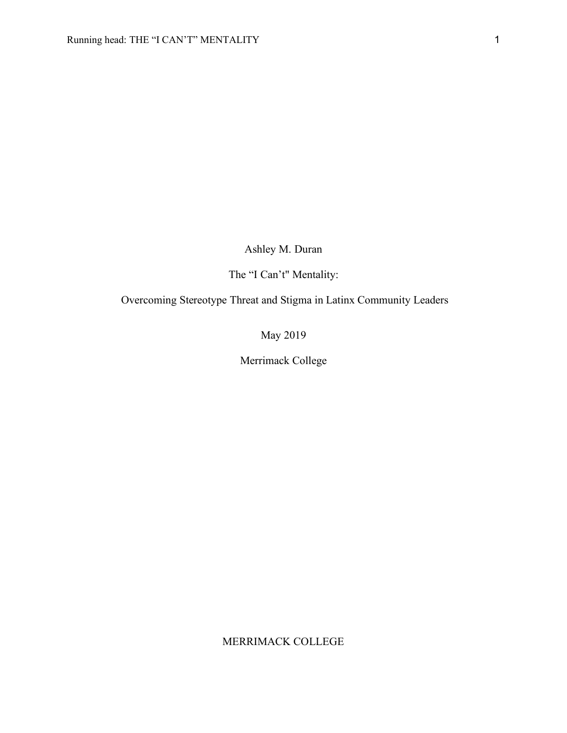Ashley M. Duran

The “I Can’t" Mentality:

Overcoming Stereotype Threat and Stigma in Latinx Community Leaders

May 2019

Merrimack College

MERRIMACK COLLEGE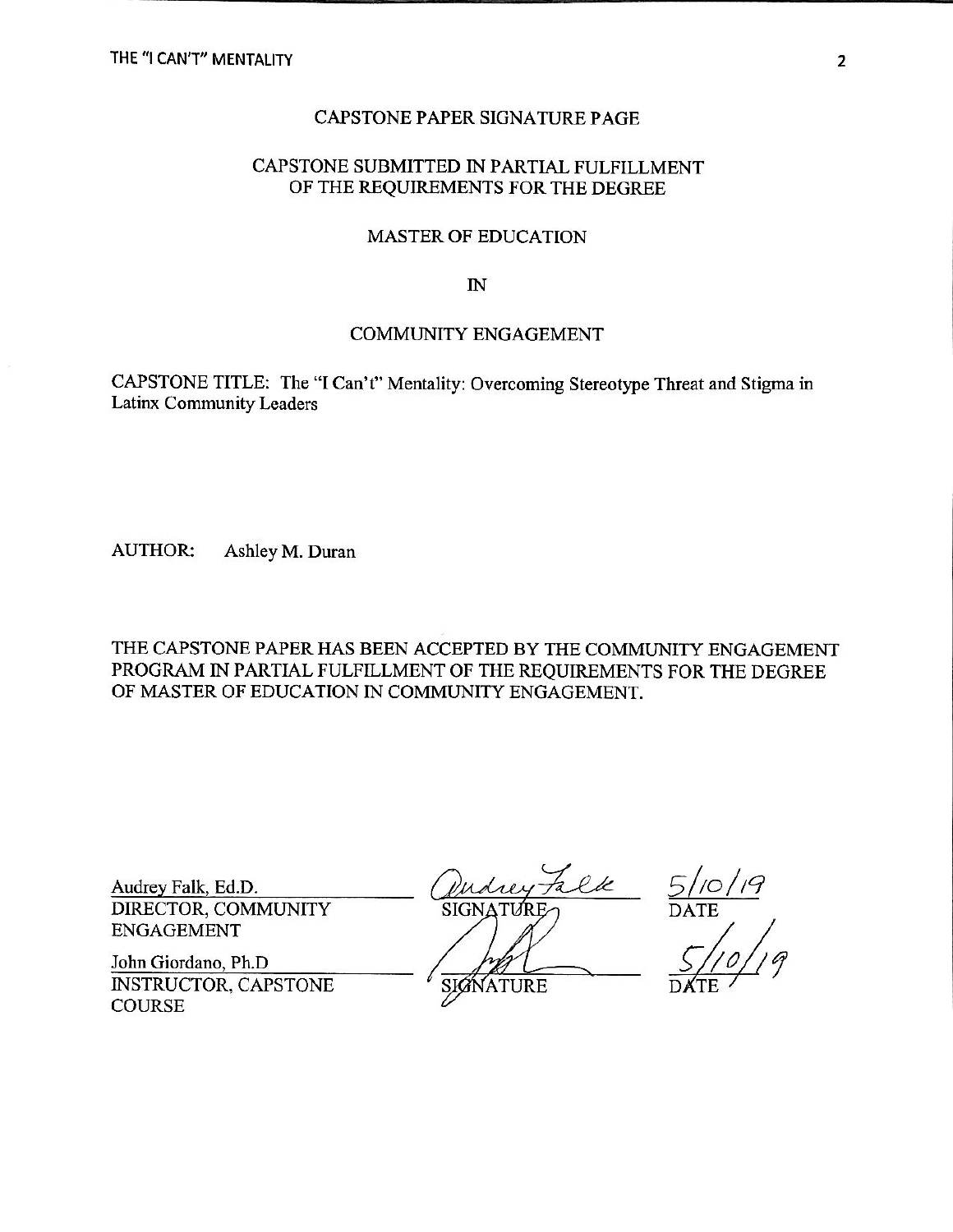# CAPSTONE PAPER SIGNATURE PAGE

CAPSTONE SUBMITTED IN PARTIAL FULFILLMENT OF THE REQUIREMENTS FOR THE DEGREE

MASTER OF EDUCATION

IN

COMMUNITY ENGAGEMENT

CAPSTONE TITLE: The "I Can't" Mentality: Overcoming Stereotype Threat and Stigma in Latinx Community Leaders

AUTHOR: Ashley M. Duran

THE CAPSTONE PAPER HAS BEEN ACCEPTED BY THE COMMUNITY ENGAGEMENT PROGRAM IN PARTIAL FULFILLMENT OF THE REQUIREMENTS FOR THE DEGREE OF MASTER OF EDUCATION IN COMMUNITY ENGAGEMENT.

| | | |
|---|---|---|
| Audrey Falk, Ed.D.<br>DIRECTOR, COMMUNITY ENGAGEMENT | Audrey Falk<br>SIGNATURE | 5/10/19<br>DATE |
| John Giordano, Ph.D<br>INSTRUCTOR, CAPSTONE COURSE | SIGNATURE | 5/10/19<br>DATE |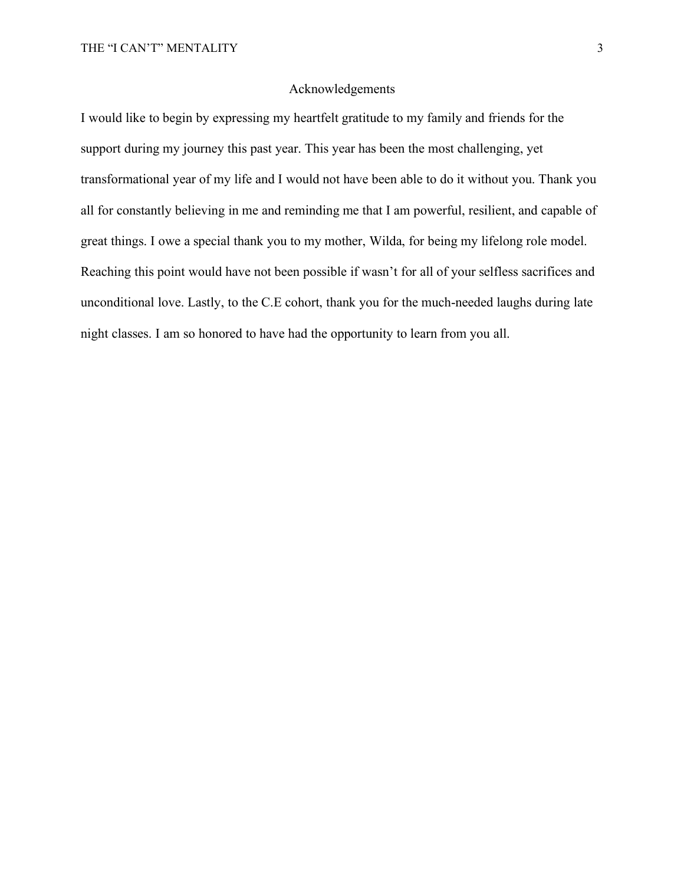# Acknowledgements

I would like to begin by expressing my heartfelt gratitude to my family and friends for the support during my journey this past year. This year has been the most challenging, yet transformational year of my life and I would not have been able to do it without you. Thank you all for constantly believing in me and reminding me that I am powerful, resilient, and capable of great things. I owe a special thank you to my mother, Wilda, for being my lifelong role model. Reaching this point would have not been possible if wasn't for all of your selfless sacrifices and unconditional love. Lastly, to the C.E cohort, thank you for the much-needed laughs during late night classes. I am so honored to have had the opportunity to learn from you all.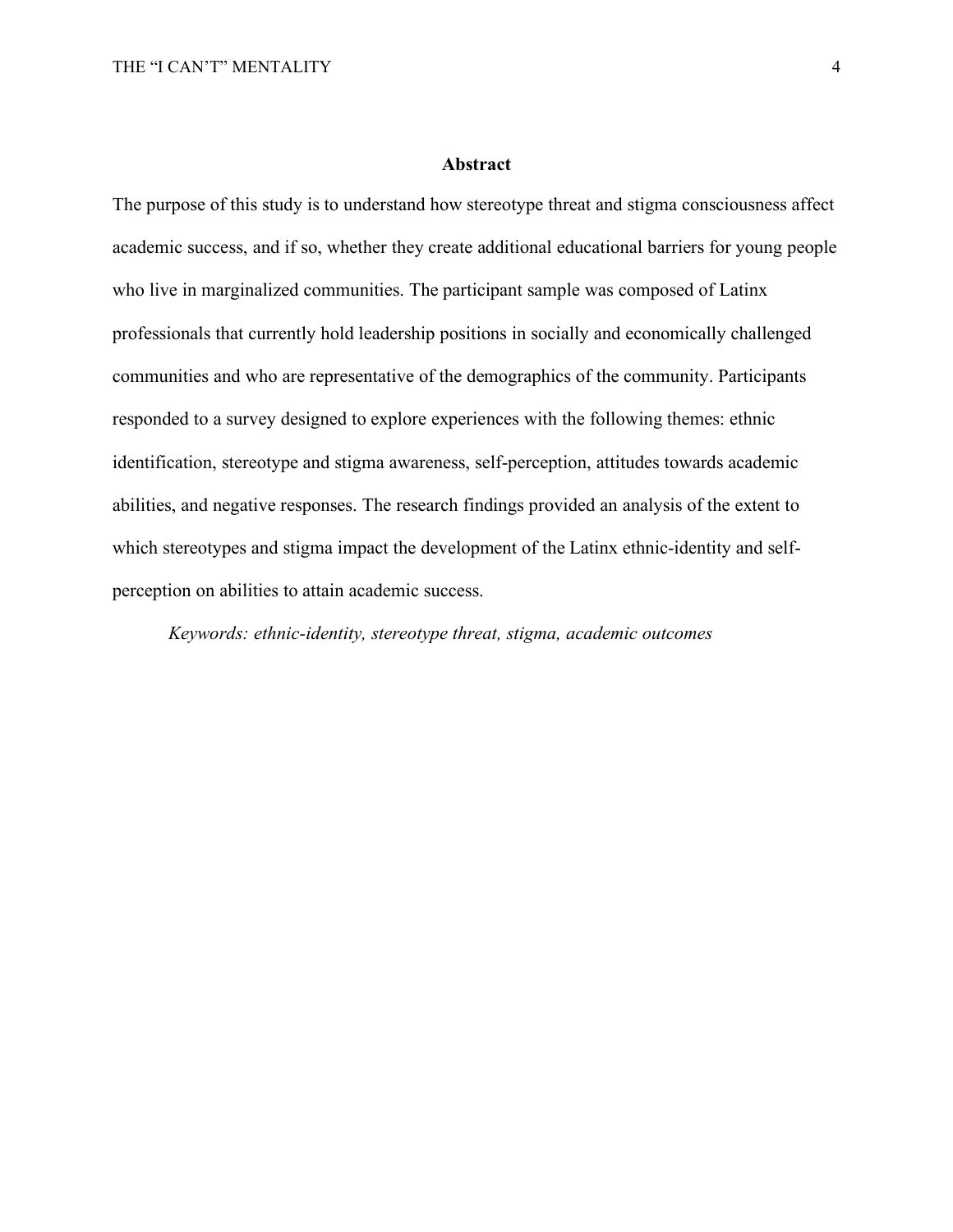## Abstract

The purpose of this study is to understand how stereotype threat and stigma consciousness affect academic success, and if so, whether they create additional educational barriers for young people who live in marginalized communities. The participant sample was composed of Latinx professionals that currently hold leadership positions in socially and economically challenged communities and who are representative of the demographics of the community. Participants responded to a survey designed to explore experiences with the following themes: ethnic identification, stereotype and stigma awareness, self-perception, attitudes towards academic abilities, and negative responses. The research findings provided an analysis of the extent to which stereotypes and stigma impact the development of the Latinx ethnic-identity and self-perception on abilities to attain academic success.

*Keywords: ethnic-identity, stereotype threat, stigma, academic outcomes*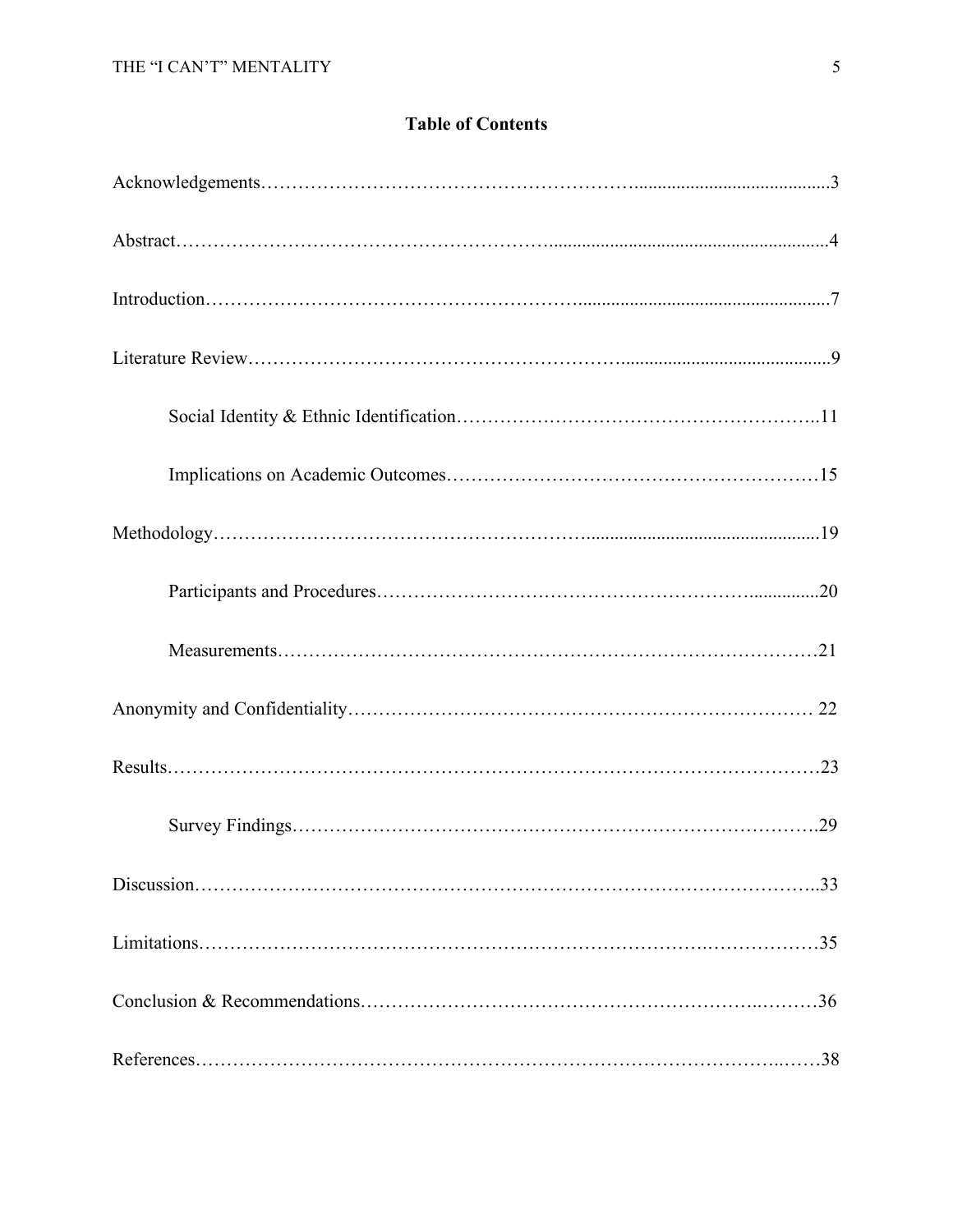# Table of Contents

Acknowledgements……………………………………………………………3

Abstract……………………………………………………………………4

Introduction…………………………………………………………………7

Literature Review……………………………………………………………9

- Social Identity & Ethnic Identification……………………………………11
- Implications on Academic Outcomes………………………………………15

Methodology…………………………………………………………………19

- Participants and Procedures………………………………………………20
- Measurements………………………………………………………………21

Anonymity and Confidentiality……………………………………………… 22

Results………………………………………………………………………23

- Survey Findings……………………………………………………………29

Discussion……………………………………………………………………33

Limitations……………………………………………………………………35

Conclusion & Recommendations……………………………………………36

References……………………………………………………………………38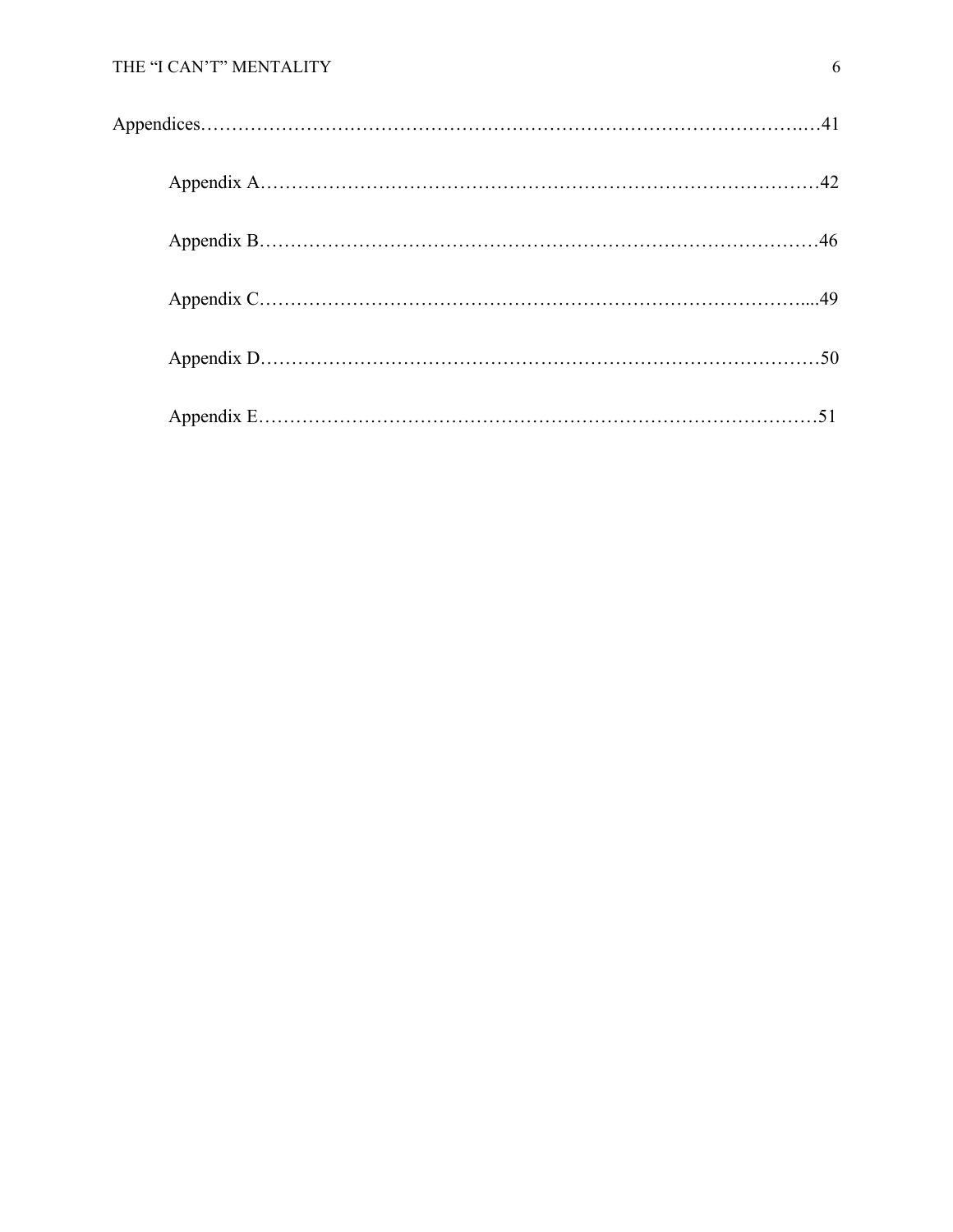Appendices……………………………………………………………………………………41

Appendix A…………………………………………………………………………42

Appendix B…………………………………………………………………………46

Appendix C……………………………………………………………………….....49

Appendix D…………………………………………………………………………50

Appendix E…………………………………………………………………………51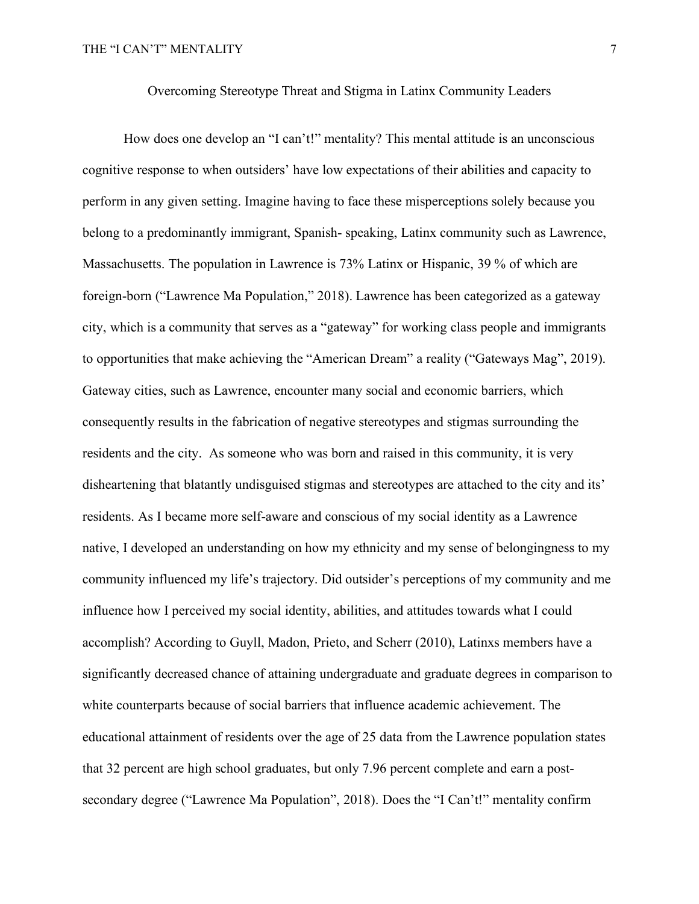## Overcoming Stereotype Threat and Stigma in Latinx Community Leaders

How does one develop an "I can't!" mentality? This mental attitude is an unconscious cognitive response to when outsiders' have low expectations of their abilities and capacity to perform in any given setting. Imagine having to face these misperceptions solely because you belong to a predominantly immigrant, Spanish- speaking, Latinx community such as Lawrence, Massachusetts. The population in Lawrence is 73% Latinx or Hispanic, 39 % of which are foreign-born ("Lawrence Ma Population," 2018). Lawrence has been categorized as a gateway city, which is a community that serves as a "gateway" for working class people and immigrants to opportunities that make achieving the "American Dream" a reality ("Gateways Mag", 2019). Gateway cities, such as Lawrence, encounter many social and economic barriers, which consequently results in the fabrication of negative stereotypes and stigmas surrounding the residents and the city. As someone who was born and raised in this community, it is very disheartening that blatantly undisguised stigmas and stereotypes are attached to the city and its' residents. As I became more self-aware and conscious of my social identity as a Lawrence native, I developed an understanding on how my ethnicity and my sense of belongingness to my community influenced my life's trajectory. Did outsider's perceptions of my community and me influence how I perceived my social identity, abilities, and attitudes towards what I could accomplish? According to Guyll, Madon, Prieto, and Scherr (2010), Latinxs members have a significantly decreased chance of attaining undergraduate and graduate degrees in comparison to white counterparts because of social barriers that influence academic achievement. The educational attainment of residents over the age of 25 data from the Lawrence population states that 32 percent are high school graduates, but only 7.96 percent complete and earn a post-secondary degree ("Lawrence Ma Population", 2018). Does the "I Can't!" mentality confirm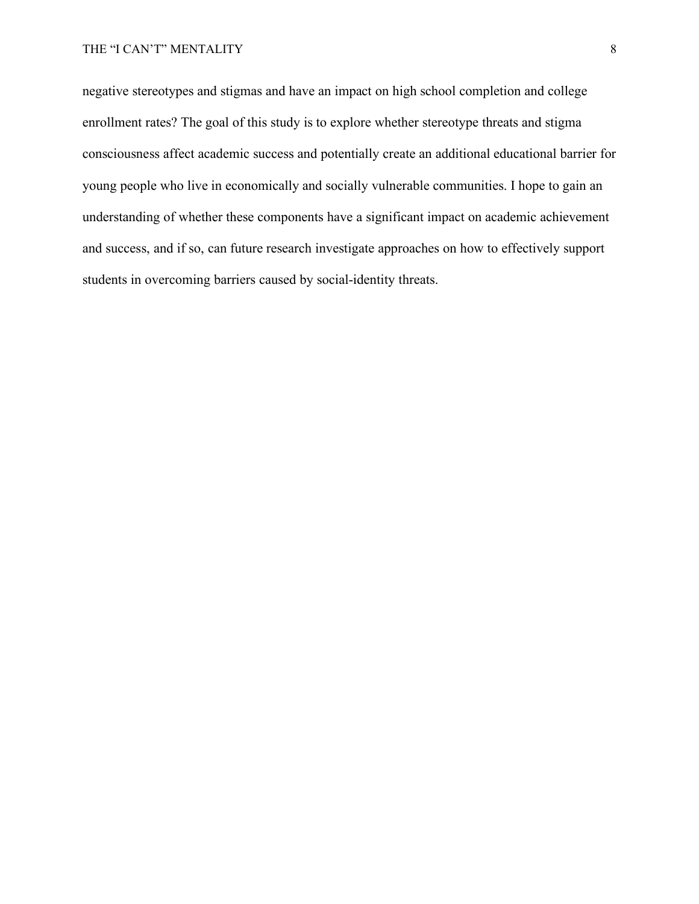negative stereotypes and stigmas and have an impact on high school completion and college enrollment rates? The goal of this study is to explore whether stereotype threats and stigma consciousness affect academic success and potentially create an additional educational barrier for young people who live in economically and socially vulnerable communities. I hope to gain an understanding of whether these components have a significant impact on academic achievement and success, and if so, can future research investigate approaches on how to effectively support students in overcoming barriers caused by social-identity threats.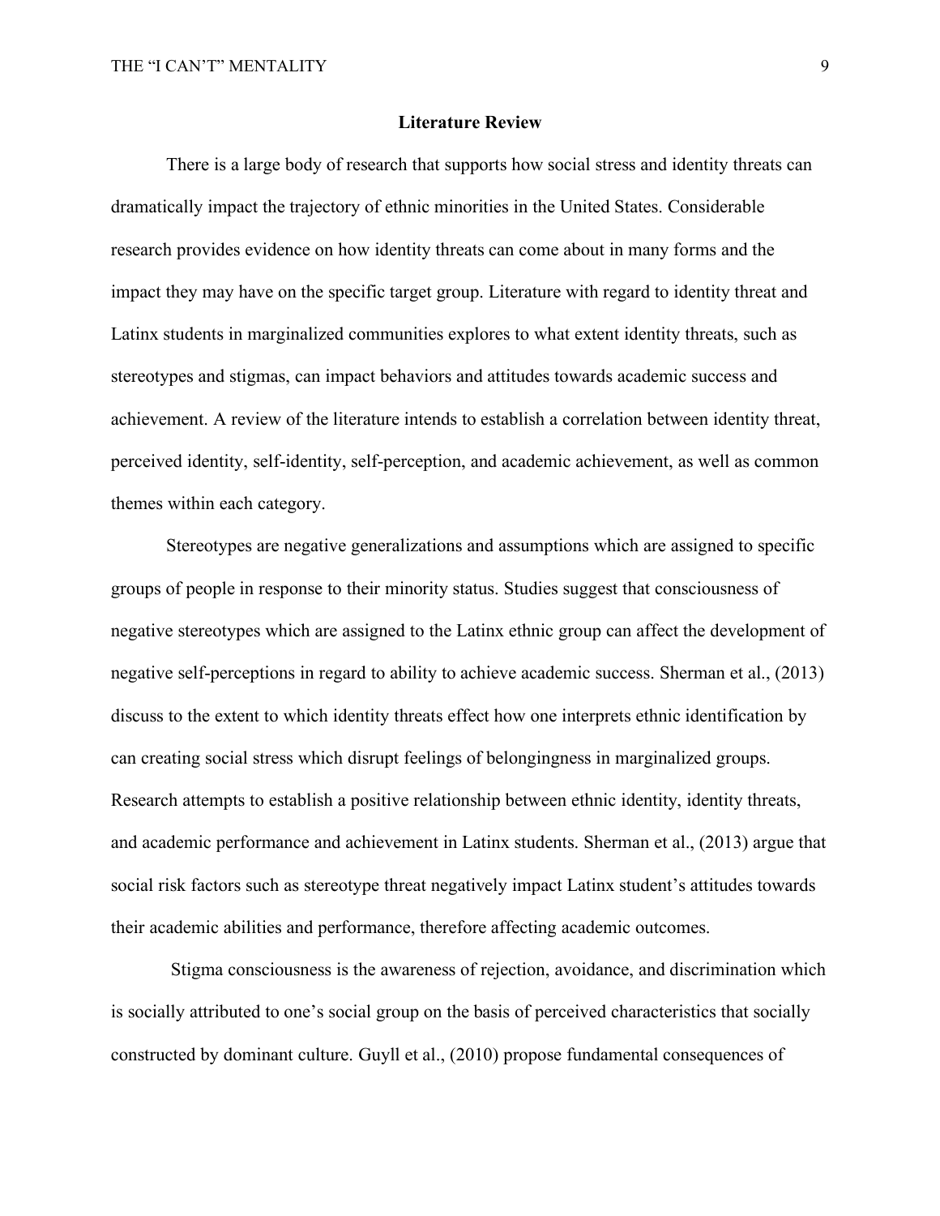## Literature Review

There is a large body of research that supports how social stress and identity threats can dramatically impact the trajectory of ethnic minorities in the United States. Considerable research provides evidence on how identity threats can come about in many forms and the impact they may have on the specific target group. Literature with regard to identity threat and Latinx students in marginalized communities explores to what extent identity threats, such as stereotypes and stigmas, can impact behaviors and attitudes towards academic success and achievement. A review of the literature intends to establish a correlation between identity threat, perceived identity, self-identity, self-perception, and academic achievement, as well as common themes within each category.

Stereotypes are negative generalizations and assumptions which are assigned to specific groups of people in response to their minority status. Studies suggest that consciousness of negative stereotypes which are assigned to the Latinx ethnic group can affect the development of negative self-perceptions in regard to ability to achieve academic success. Sherman et al., (2013) discuss to the extent to which identity threats effect how one interprets ethnic identification by can creating social stress which disrupt feelings of belongingness in marginalized groups. Research attempts to establish a positive relationship between ethnic identity, identity threats, and academic performance and achievement in Latinx students. Sherman et al., (2013) argue that social risk factors such as stereotype threat negatively impact Latinx student's attitudes towards their academic abilities and performance, therefore affecting academic outcomes.

Stigma consciousness is the awareness of rejection, avoidance, and discrimination which is socially attributed to one's social group on the basis of perceived characteristics that socially constructed by dominant culture. Guyll et al., (2010) propose fundamental consequences of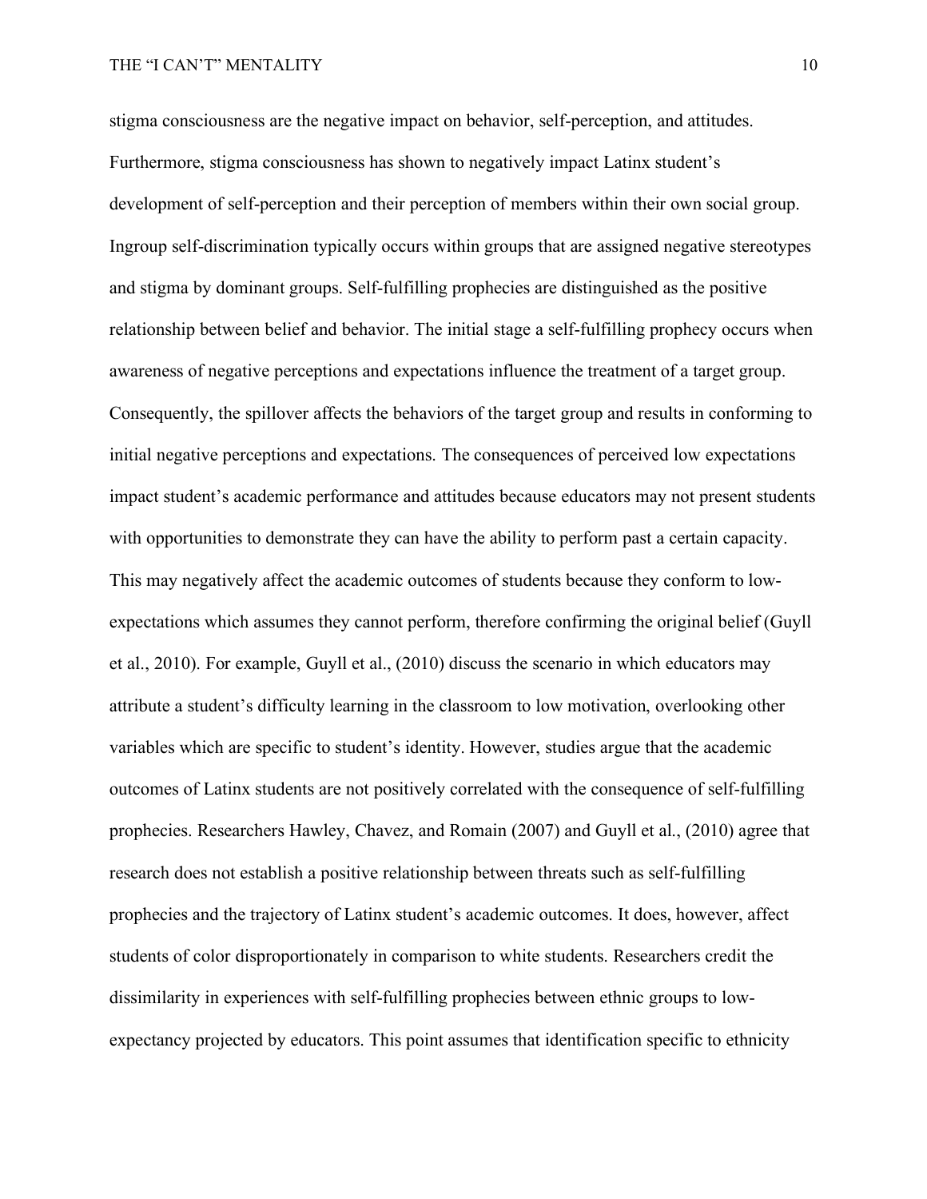stigma consciousness are the negative impact on behavior, self-perception, and attitudes. Furthermore, stigma consciousness has shown to negatively impact Latinx student's development of self-perception and their perception of members within their own social group. Ingroup self-discrimination typically occurs within groups that are assigned negative stereotypes and stigma by dominant groups. Self-fulfilling prophecies are distinguished as the positive relationship between belief and behavior. The initial stage a self-fulfilling prophecy occurs when awareness of negative perceptions and expectations influence the treatment of a target group. Consequently, the spillover affects the behaviors of the target group and results in conforming to initial negative perceptions and expectations. The consequences of perceived low expectations impact student's academic performance and attitudes because educators may not present students with opportunities to demonstrate they can have the ability to perform past a certain capacity. This may negatively affect the academic outcomes of students because they conform to low-expectations which assumes they cannot perform, therefore confirming the original belief (Guyll et al., 2010). For example, Guyll et al., (2010) discuss the scenario in which educators may attribute a student's difficulty learning in the classroom to low motivation, overlooking other variables which are specific to student's identity. However, studies argue that the academic outcomes of Latinx students are not positively correlated with the consequence of self-fulfilling prophecies. Researchers Hawley, Chavez, and Romain (2007) and Guyll et al., (2010) agree that research does not establish a positive relationship between threats such as self-fulfilling prophecies and the trajectory of Latinx student's academic outcomes. It does, however, affect students of color disproportionately in comparison to white students. Researchers credit the dissimilarity in experiences with self-fulfilling prophecies between ethnic groups to low-expectancy projected by educators. This point assumes that identification specific to ethnicity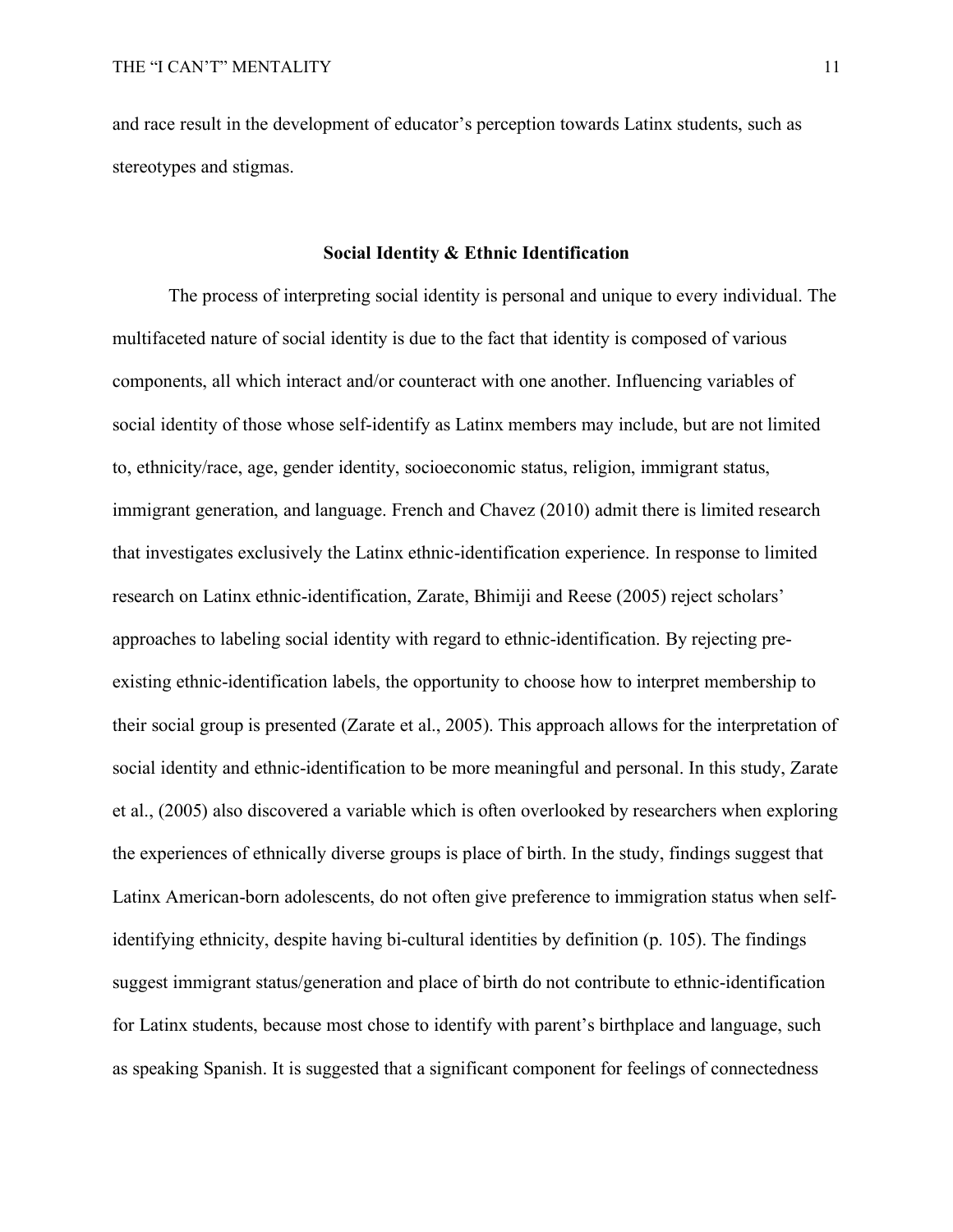and race result in the development of educator's perception towards Latinx students, such as stereotypes and stigmas.

## Social Identity & Ethnic Identification

The process of interpreting social identity is personal and unique to every individual. The multifaceted nature of social identity is due to the fact that identity is composed of various components, all which interact and/or counteract with one another. Influencing variables of social identity of those whose self-identify as Latinx members may include, but are not limited to, ethnicity/race, age, gender identity, socioeconomic status, religion, immigrant status, immigrant generation, and language. French and Chavez (2010) admit there is limited research that investigates exclusively the Latinx ethnic-identification experience. In response to limited research on Latinx ethnic-identification, Zarate, Bhimiji and Reese (2005) reject scholars' approaches to labeling social identity with regard to ethnic-identification. By rejecting pre-existing ethnic-identification labels, the opportunity to choose how to interpret membership to their social group is presented (Zarate et al., 2005). This approach allows for the interpretation of social identity and ethnic-identification to be more meaningful and personal. In this study, Zarate et al., (2005) also discovered a variable which is often overlooked by researchers when exploring the experiences of ethnically diverse groups is place of birth. In the study, findings suggest that Latinx American-born adolescents, do not often give preference to immigration status when self-identifying ethnicity, despite having bi-cultural identities by definition (p. 105). The findings suggest immigrant status/generation and place of birth do not contribute to ethnic-identification for Latinx students, because most chose to identify with parent's birthplace and language, such as speaking Spanish. It is suggested that a significant component for feelings of connectedness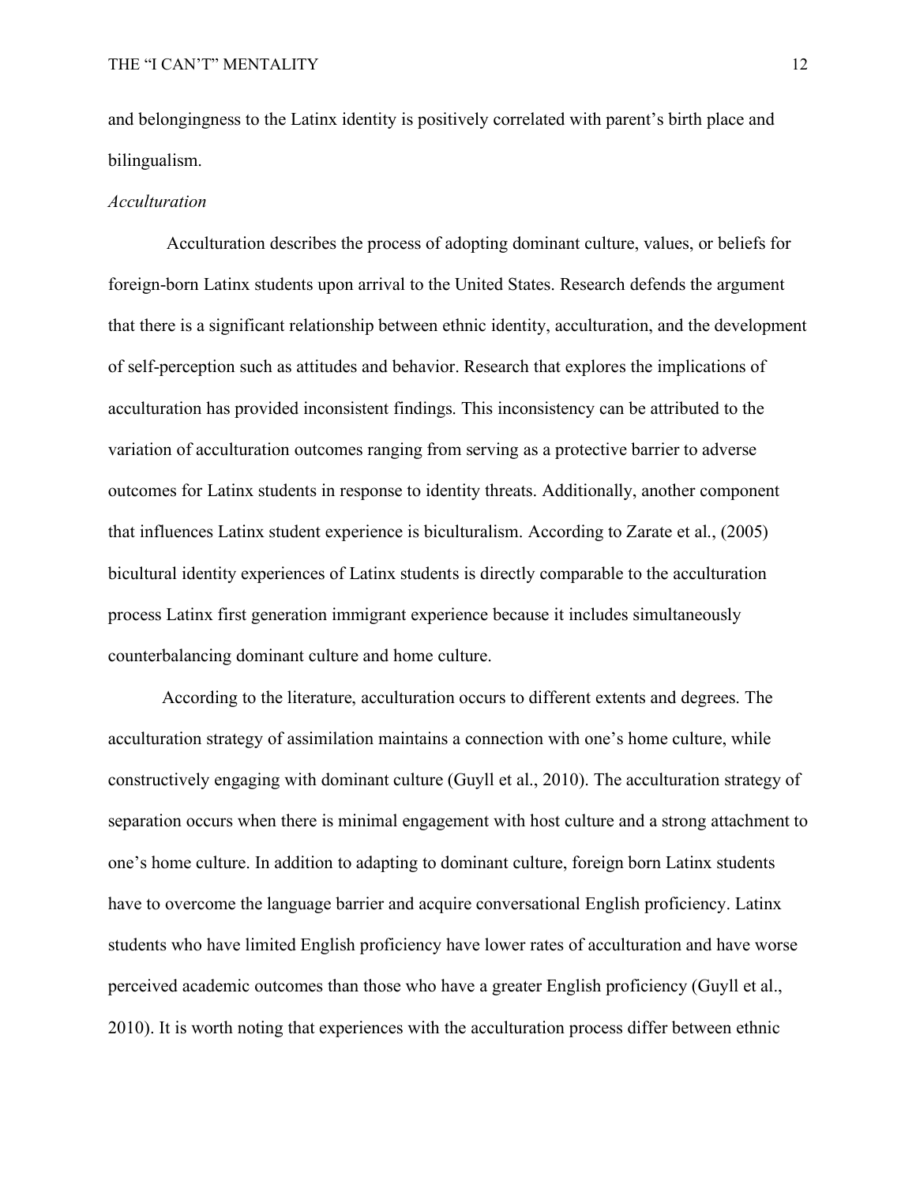and belongingness to the Latinx identity is positively correlated with parent's birth place and bilingualism.

*Acculturation*

Acculturation describes the process of adopting dominant culture, values, or beliefs for foreign-born Latinx students upon arrival to the United States. Research defends the argument that there is a significant relationship between ethnic identity, acculturation, and the development of self-perception such as attitudes and behavior. Research that explores the implications of acculturation has provided inconsistent findings. This inconsistency can be attributed to the variation of acculturation outcomes ranging from serving as a protective barrier to adverse outcomes for Latinx students in response to identity threats. Additionally, another component that influences Latinx student experience is biculturalism. According to Zarate et al., (2005) bicultural identity experiences of Latinx students is directly comparable to the acculturation process Latinx first generation immigrant experience because it includes simultaneously counterbalancing dominant culture and home culture.

According to the literature, acculturation occurs to different extents and degrees. The acculturation strategy of assimilation maintains a connection with one's home culture, while constructively engaging with dominant culture (Guyll et al., 2010). The acculturation strategy of separation occurs when there is minimal engagement with host culture and a strong attachment to one's home culture. In addition to adapting to dominant culture, foreign born Latinx students have to overcome the language barrier and acquire conversational English proficiency. Latinx students who have limited English proficiency have lower rates of acculturation and have worse perceived academic outcomes than those who have a greater English proficiency (Guyll et al., 2010). It is worth noting that experiences with the acculturation process differ between ethnic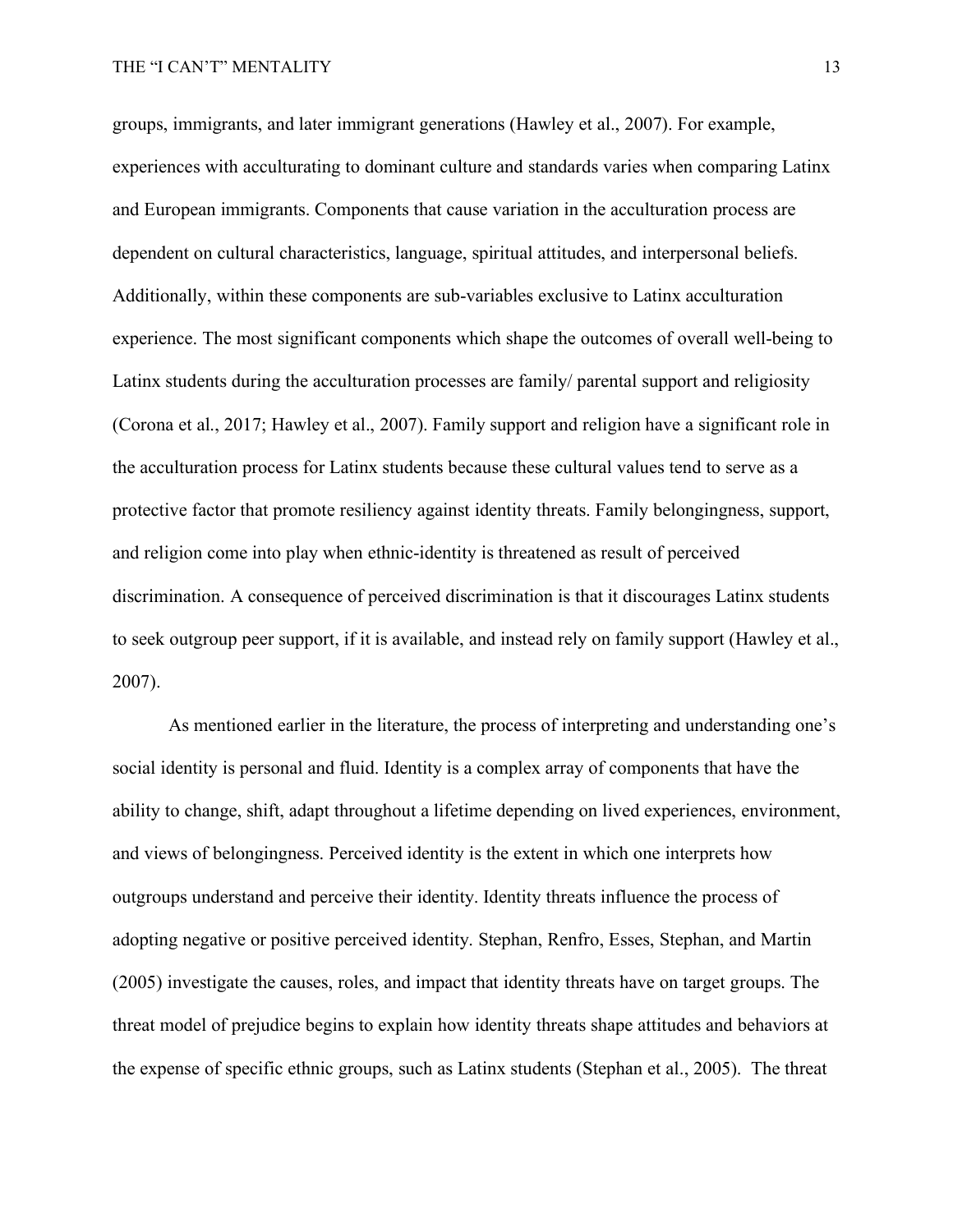groups, immigrants, and later immigrant generations (Hawley et al., 2007). For example, experiences with acculturating to dominant culture and standards varies when comparing Latinx and European immigrants. Components that cause variation in the acculturation process are dependent on cultural characteristics, language, spiritual attitudes, and interpersonal beliefs. Additionally, within these components are sub-variables exclusive to Latinx acculturation experience. The most significant components which shape the outcomes of overall well-being to Latinx students during the acculturation processes are family/ parental support and religiosity (Corona et al., 2017; Hawley et al., 2007). Family support and religion have a significant role in the acculturation process for Latinx students because these cultural values tend to serve as a protective factor that promote resiliency against identity threats. Family belongingness, support, and religion come into play when ethnic-identity is threatened as result of perceived discrimination. A consequence of perceived discrimination is that it discourages Latinx students to seek outgroup peer support, if it is available, and instead rely on family support (Hawley et al., 2007).

As mentioned earlier in the literature, the process of interpreting and understanding one's social identity is personal and fluid. Identity is a complex array of components that have the ability to change, shift, adapt throughout a lifetime depending on lived experiences, environment, and views of belongingness. Perceived identity is the extent in which one interprets how outgroups understand and perceive their identity. Identity threats influence the process of adopting negative or positive perceived identity. Stephan, Renfro, Esses, Stephan, and Martin (2005) investigate the causes, roles, and impact that identity threats have on target groups. The threat model of prejudice begins to explain how identity threats shape attitudes and behaviors at the expense of specific ethnic groups, such as Latinx students (Stephan et al., 2005). The threat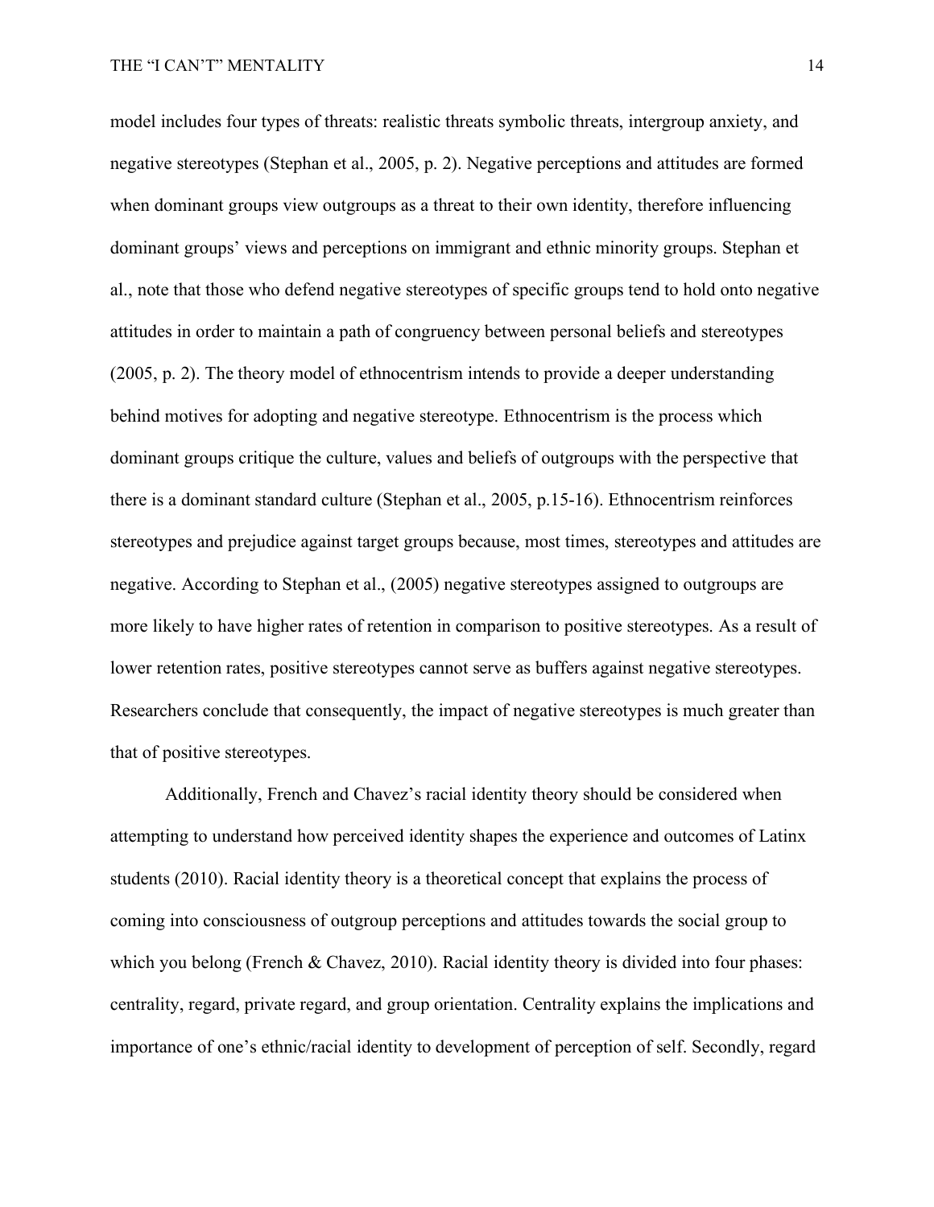model includes four types of threats: realistic threats symbolic threats, intergroup anxiety, and negative stereotypes (Stephan et al., 2005, p. 2). Negative perceptions and attitudes are formed when dominant groups view outgroups as a threat to their own identity, therefore influencing dominant groups' views and perceptions on immigrant and ethnic minority groups. Stephan et al., note that those who defend negative stereotypes of specific groups tend to hold onto negative attitudes in order to maintain a path of congruency between personal beliefs and stereotypes (2005, p. 2). The theory model of ethnocentrism intends to provide a deeper understanding behind motives for adopting and negative stereotype. Ethnocentrism is the process which dominant groups critique the culture, values and beliefs of outgroups with the perspective that there is a dominant standard culture (Stephan et al., 2005, p.15-16). Ethnocentrism reinforces stereotypes and prejudice against target groups because, most times, stereotypes and attitudes are negative. According to Stephan et al., (2005) negative stereotypes assigned to outgroups are more likely to have higher rates of retention in comparison to positive stereotypes. As a result of lower retention rates, positive stereotypes cannot serve as buffers against negative stereotypes. Researchers conclude that consequently, the impact of negative stereotypes is much greater than that of positive stereotypes.

Additionally, French and Chavez's racial identity theory should be considered when attempting to understand how perceived identity shapes the experience and outcomes of Latinx students (2010). Racial identity theory is a theoretical concept that explains the process of coming into consciousness of outgroup perceptions and attitudes towards the social group to which you belong (French & Chavez, 2010). Racial identity theory is divided into four phases: centrality, regard, private regard, and group orientation. Centrality explains the implications and importance of one's ethnic/racial identity to development of perception of self. Secondly, regard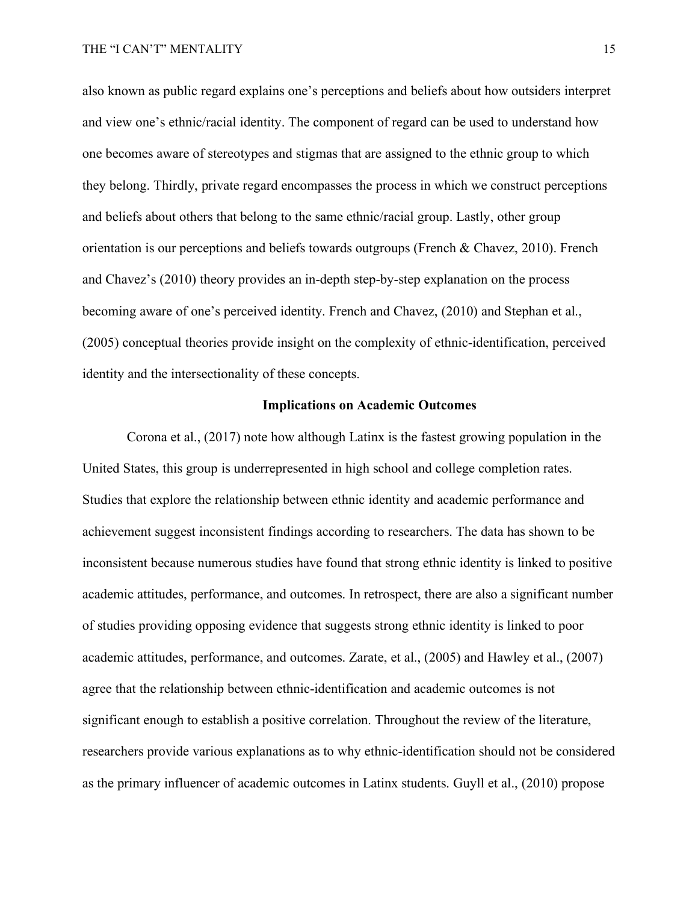also known as public regard explains one's perceptions and beliefs about how outsiders interpret and view one's ethnic/racial identity. The component of regard can be used to understand how one becomes aware of stereotypes and stigmas that are assigned to the ethnic group to which they belong. Thirdly, private regard encompasses the process in which we construct perceptions and beliefs about others that belong to the same ethnic/racial group. Lastly, other group orientation is our perceptions and beliefs towards outgroups (French & Chavez, 2010). French and Chavez's (2010) theory provides an in-depth step-by-step explanation on the process becoming aware of one's perceived identity. French and Chavez, (2010) and Stephan et al., (2005) conceptual theories provide insight on the complexity of ethnic-identification, perceived identity and the intersectionality of these concepts.

## Implications on Academic Outcomes

Corona et al., (2017) note how although Latinx is the fastest growing population in the United States, this group is underrepresented in high school and college completion rates. Studies that explore the relationship between ethnic identity and academic performance and achievement suggest inconsistent findings according to researchers. The data has shown to be inconsistent because numerous studies have found that strong ethnic identity is linked to positive academic attitudes, performance, and outcomes. In retrospect, there are also a significant number of studies providing opposing evidence that suggests strong ethnic identity is linked to poor academic attitudes, performance, and outcomes. Zarate, et al., (2005) and Hawley et al., (2007) agree that the relationship between ethnic-identification and academic outcomes is not significant enough to establish a positive correlation. Throughout the review of the literature, researchers provide various explanations as to why ethnic-identification should not be considered as the primary influencer of academic outcomes in Latinx students. Guyll et al., (2010) propose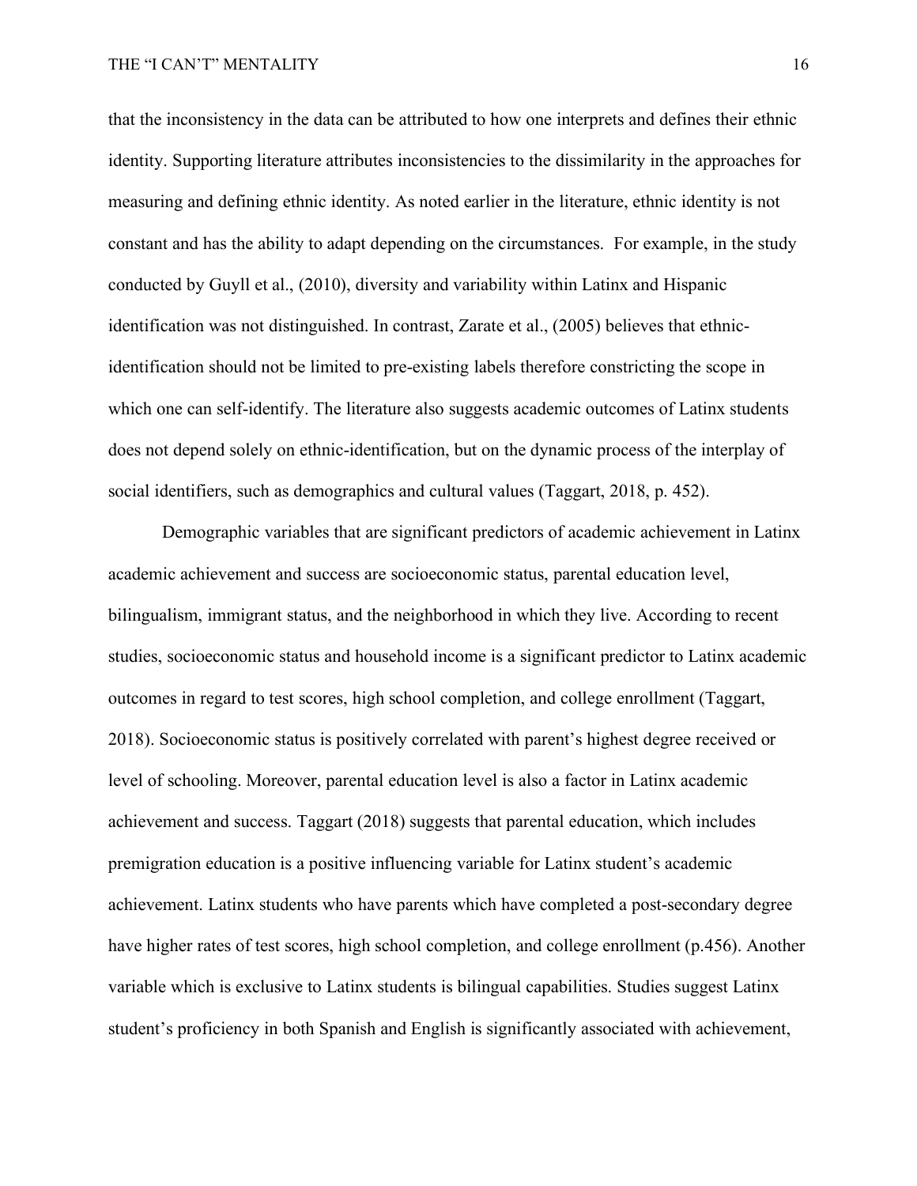that the inconsistency in the data can be attributed to how one interprets and defines their ethnic identity. Supporting literature attributes inconsistencies to the dissimilarity in the approaches for measuring and defining ethnic identity. As noted earlier in the literature, ethnic identity is not constant and has the ability to adapt depending on the circumstances. For example, in the study conducted by Guyll et al., (2010), diversity and variability within Latinx and Hispanic identification was not distinguished. In contrast, Zarate et al., (2005) believes that ethnic-identification should not be limited to pre-existing labels therefore constricting the scope in which one can self-identify. The literature also suggests academic outcomes of Latinx students does not depend solely on ethnic-identification, but on the dynamic process of the interplay of social identifiers, such as demographics and cultural values (Taggart, 2018, p. 452).

Demographic variables that are significant predictors of academic achievement in Latinx academic achievement and success are socioeconomic status, parental education level, bilingualism, immigrant status, and the neighborhood in which they live. According to recent studies, socioeconomic status and household income is a significant predictor to Latinx academic outcomes in regard to test scores, high school completion, and college enrollment (Taggart, 2018). Socioeconomic status is positively correlated with parent's highest degree received or level of schooling. Moreover, parental education level is also a factor in Latinx academic achievement and success. Taggart (2018) suggests that parental education, which includes premigration education is a positive influencing variable for Latinx student's academic achievement. Latinx students who have parents which have completed a post-secondary degree have higher rates of test scores, high school completion, and college enrollment (p.456). Another variable which is exclusive to Latinx students is bilingual capabilities. Studies suggest Latinx student's proficiency in both Spanish and English is significantly associated with achievement,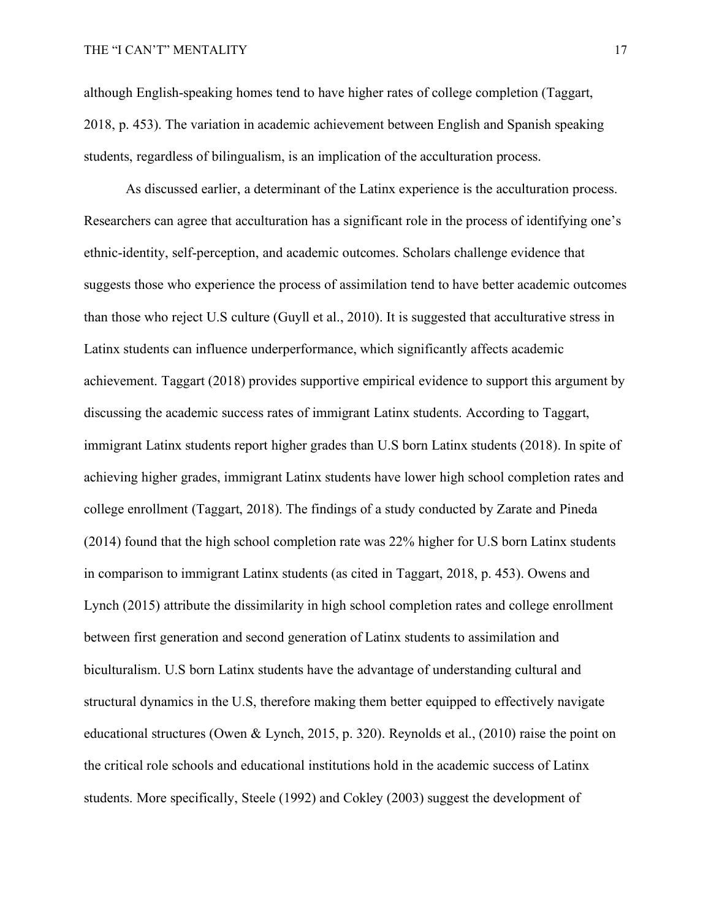although English-speaking homes tend to have higher rates of college completion (Taggart, 2018, p. 453). The variation in academic achievement between English and Spanish speaking students, regardless of bilingualism, is an implication of the acculturation process.

As discussed earlier, a determinant of the Latinx experience is the acculturation process. Researchers can agree that acculturation has a significant role in the process of identifying one's ethnic-identity, self-perception, and academic outcomes. Scholars challenge evidence that suggests those who experience the process of assimilation tend to have better academic outcomes than those who reject U.S culture (Guyll et al., 2010). It is suggested that acculturative stress in Latinx students can influence underperformance, which significantly affects academic achievement. Taggart (2018) provides supportive empirical evidence to support this argument by discussing the academic success rates of immigrant Latinx students. According to Taggart, immigrant Latinx students report higher grades than U.S born Latinx students (2018). In spite of achieving higher grades, immigrant Latinx students have lower high school completion rates and college enrollment (Taggart, 2018). The findings of a study conducted by Zarate and Pineda (2014) found that the high school completion rate was 22% higher for U.S born Latinx students in comparison to immigrant Latinx students (as cited in Taggart, 2018, p. 453). Owens and Lynch (2015) attribute the dissimilarity in high school completion rates and college enrollment between first generation and second generation of Latinx students to assimilation and biculturalism. U.S born Latinx students have the advantage of understanding cultural and structural dynamics in the U.S, therefore making them better equipped to effectively navigate educational structures (Owen & Lynch, 2015, p. 320). Reynolds et al., (2010) raise the point on the critical role schools and educational institutions hold in the academic success of Latinx students. More specifically, Steele (1992) and Cokley (2003) suggest the development of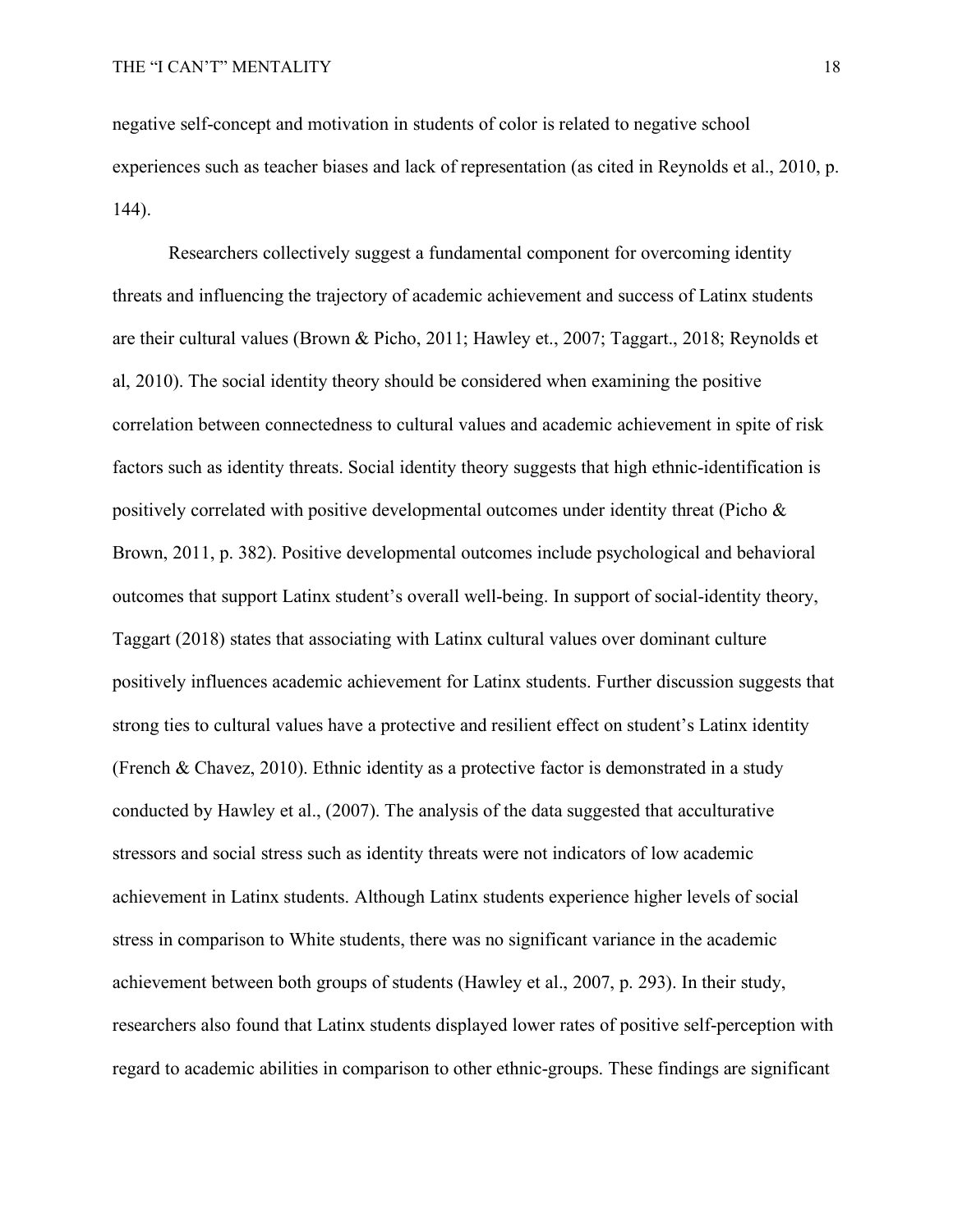negative self-concept and motivation in students of color is related to negative school experiences such as teacher biases and lack of representation (as cited in Reynolds et al., 2010, p. 144).

Researchers collectively suggest a fundamental component for overcoming identity threats and influencing the trajectory of academic achievement and success of Latinx students are their cultural values (Brown & Picho, 2011; Hawley et., 2007; Taggart., 2018; Reynolds et al, 2010). The social identity theory should be considered when examining the positive correlation between connectedness to cultural values and academic achievement in spite of risk factors such as identity threats. Social identity theory suggests that high ethnic-identification is positively correlated with positive developmental outcomes under identity threat (Picho & Brown, 2011, p. 382). Positive developmental outcomes include psychological and behavioral outcomes that support Latinx student's overall well-being. In support of social-identity theory, Taggart (2018) states that associating with Latinx cultural values over dominant culture positively influences academic achievement for Latinx students. Further discussion suggests that strong ties to cultural values have a protective and resilient effect on student's Latinx identity (French & Chavez, 2010). Ethnic identity as a protective factor is demonstrated in a study conducted by Hawley et al., (2007). The analysis of the data suggested that acculturative stressors and social stress such as identity threats were not indicators of low academic achievement in Latinx students. Although Latinx students experience higher levels of social stress in comparison to White students, there was no significant variance in the academic achievement between both groups of students (Hawley et al., 2007, p. 293). In their study, researchers also found that Latinx students displayed lower rates of positive self-perception with regard to academic abilities in comparison to other ethnic-groups. These findings are significant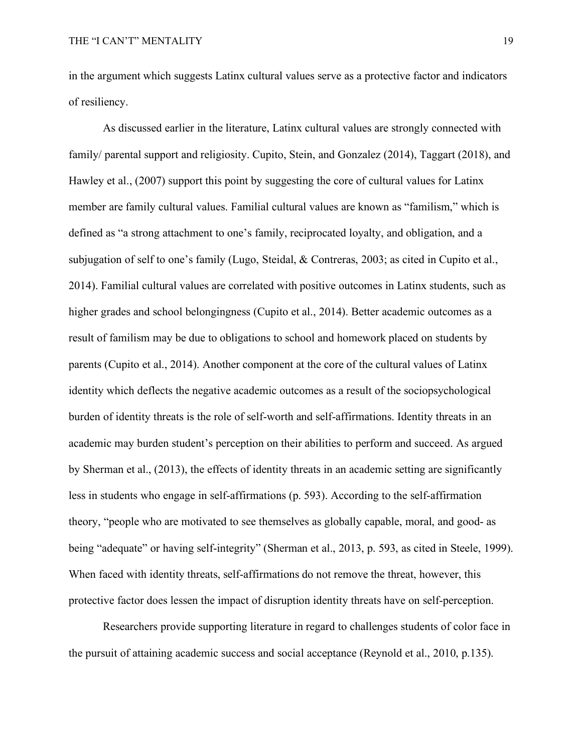in the argument which suggests Latinx cultural values serve as a protective factor and indicators of resiliency.

As discussed earlier in the literature, Latinx cultural values are strongly connected with family/ parental support and religiosity. Cupito, Stein, and Gonzalez (2014), Taggart (2018), and Hawley et al., (2007) support this point by suggesting the core of cultural values for Latinx member are family cultural values. Familial cultural values are known as "familism," which is defined as "a strong attachment to one's family, reciprocated loyalty, and obligation, and a subjugation of self to one's family (Lugo, Steidal, & Contreras, 2003; as cited in Cupito et al., 2014). Familial cultural values are correlated with positive outcomes in Latinx students, such as higher grades and school belongingness (Cupito et al., 2014). Better academic outcomes as a result of familism may be due to obligations to school and homework placed on students by parents (Cupito et al., 2014). Another component at the core of the cultural values of Latinx identity which deflects the negative academic outcomes as a result of the sociopsychological burden of identity threats is the role of self-worth and self-affirmations. Identity threats in an academic may burden student's perception on their abilities to perform and succeed. As argued by Sherman et al., (2013), the effects of identity threats in an academic setting are significantly less in students who engage in self-affirmations (p. 593). According to the self-affirmation theory, "people who are motivated to see themselves as globally capable, moral, and good- as being "adequate" or having self-integrity" (Sherman et al., 2013, p. 593, as cited in Steele, 1999). When faced with identity threats, self-affirmations do not remove the threat, however, this protective factor does lessen the impact of disruption identity threats have on self-perception.

Researchers provide supporting literature in regard to challenges students of color face in the pursuit of attaining academic success and social acceptance (Reynold et al., 2010, p.135).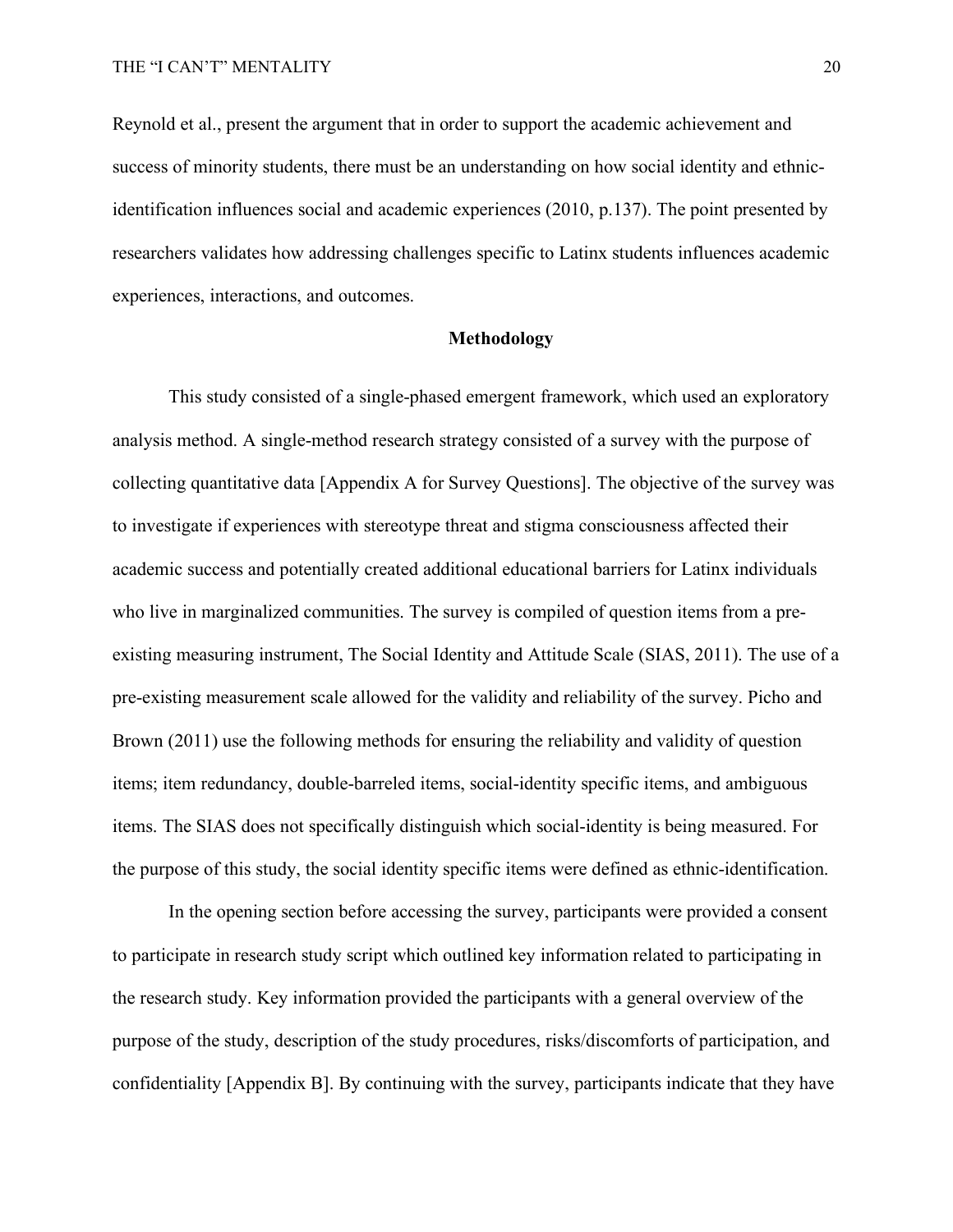Reynold et al., present the argument that in order to support the academic achievement and success of minority students, there must be an understanding on how social identity and ethnic-identification influences social and academic experiences (2010, p.137). The point presented by researchers validates how addressing challenges specific to Latinx students influences academic experiences, interactions, and outcomes.

## Methodology

This study consisted of a single-phased emergent framework, which used an exploratory analysis method. A single-method research strategy consisted of a survey with the purpose of collecting quantitative data [Appendix A for Survey Questions]. The objective of the survey was to investigate if experiences with stereotype threat and stigma consciousness affected their academic success and potentially created additional educational barriers for Latinx individuals who live in marginalized communities. The survey is compiled of question items from a pre-existing measuring instrument, The Social Identity and Attitude Scale (SIAS, 2011). The use of a pre-existing measurement scale allowed for the validity and reliability of the survey. Picho and Brown (2011) use the following methods for ensuring the reliability and validity of question items; item redundancy, double-barreled items, social-identity specific items, and ambiguous items. The SIAS does not specifically distinguish which social-identity is being measured. For the purpose of this study, the social identity specific items were defined as ethnic-identification.

In the opening section before accessing the survey, participants were provided a consent to participate in research study script which outlined key information related to participating in the research study. Key information provided the participants with a general overview of the purpose of the study, description of the study procedures, risks/discomforts of participation, and confidentiality [Appendix B]. By continuing with the survey, participants indicate that they have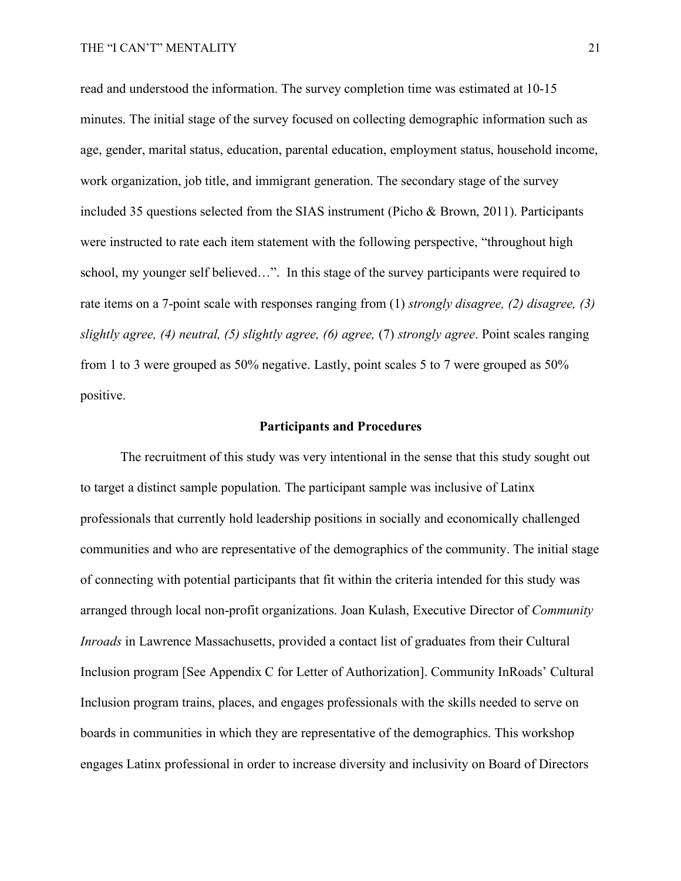read and understood the information. The survey completion time was estimated at 10-15 minutes. The initial stage of the survey focused on collecting demographic information such as age, gender, marital status, education, parental education, employment status, household income, work organization, job title, and immigrant generation. The secondary stage of the survey included 35 questions selected from the SIAS instrument (Picho & Brown, 2011). Participants were instructed to rate each item statement with the following perspective, "throughout high school, my younger self believed…". In this stage of the survey participants were required to rate items on a 7-point scale with responses ranging from (1) *strongly disagree, (2) disagree, (3) slightly agree, (4) neutral, (5) slightly agree, (6) agree,* (7) *strongly agree*. Point scales ranging from 1 to 3 were grouped as 50% negative. Lastly, point scales 5 to 7 were grouped as 50% positive.

## Participants and Procedures

The recruitment of this study was very intentional in the sense that this study sought out to target a distinct sample population. The participant sample was inclusive of Latinx professionals that currently hold leadership positions in socially and economically challenged communities and who are representative of the demographics of the community. The initial stage of connecting with potential participants that fit within the criteria intended for this study was arranged through local non-profit organizations. Joan Kulash, Executive Director of *Community Inroads* in Lawrence Massachusetts, provided a contact list of graduates from their Cultural Inclusion program [See Appendix C for Letter of Authorization]. Community InRoads' Cultural Inclusion program trains, places, and engages professionals with the skills needed to serve on boards in communities in which they are representative of the demographics. This workshop engages Latinx professional in order to increase diversity and inclusivity on Board of Directors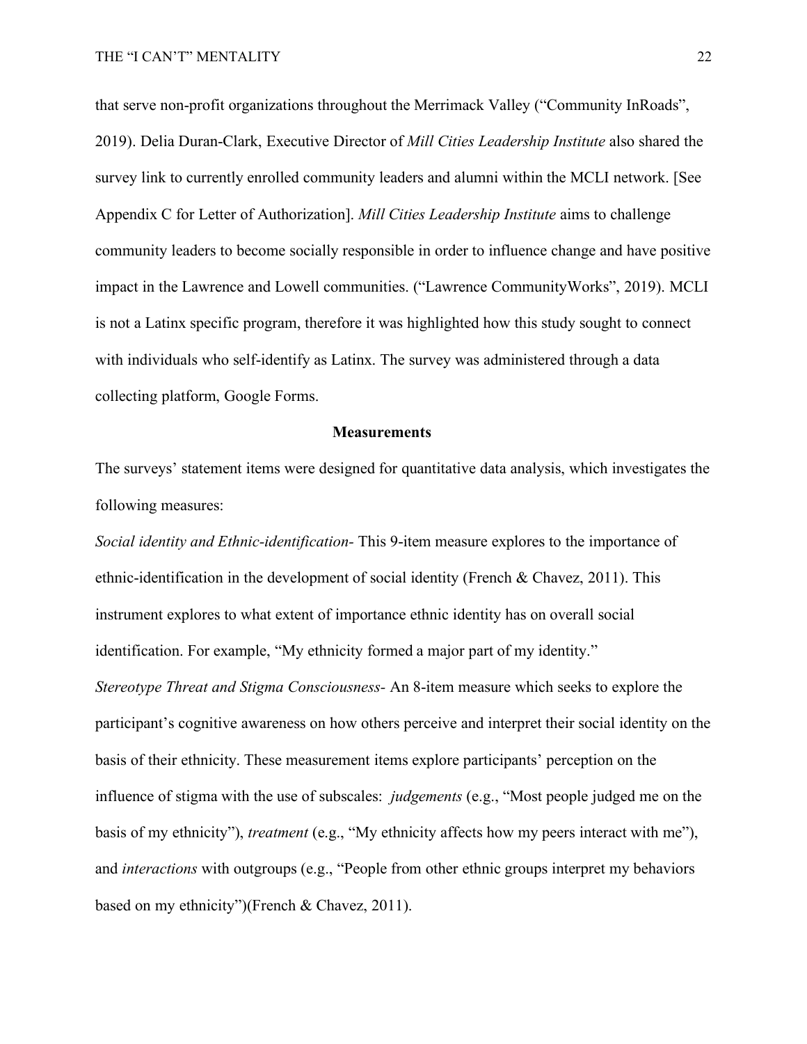that serve non-profit organizations throughout the Merrimack Valley ("Community InRoads", 2019). Delia Duran-Clark, Executive Director of *Mill Cities Leadership Institute* also shared the survey link to currently enrolled community leaders and alumni within the MCLI network. [See Appendix C for Letter of Authorization]. *Mill Cities Leadership Institute* aims to challenge community leaders to become socially responsible in order to influence change and have positive impact in the Lawrence and Lowell communities. ("Lawrence CommunityWorks", 2019). MCLI is not a Latinx specific program, therefore it was highlighted how this study sought to connect with individuals who self-identify as Latinx. The survey was administered through a data collecting platform, Google Forms.

## Measurements

The surveys' statement items were designed for quantitative data analysis, which investigates the following measures:

*Social identity and Ethnic-identification-* This 9-item measure explores to the importance of ethnic-identification in the development of social identity (French & Chavez, 2011). This instrument explores to what extent of importance ethnic identity has on overall social identification. For example, "My ethnicity formed a major part of my identity."

*Stereotype Threat and Stigma Consciousness-* An 8-item measure which seeks to explore the participant's cognitive awareness on how others perceive and interpret their social identity on the basis of their ethnicity. These measurement items explore participants' perception on the influence of stigma with the use of subscales: *judgements* (e.g., "Most people judged me on the basis of my ethnicity"), *treatment* (e.g., "My ethnicity affects how my peers interact with me"), and *interactions* with outgroups (e.g., "People from other ethnic groups interpret my behaviors based on my ethnicity")(French & Chavez, 2011).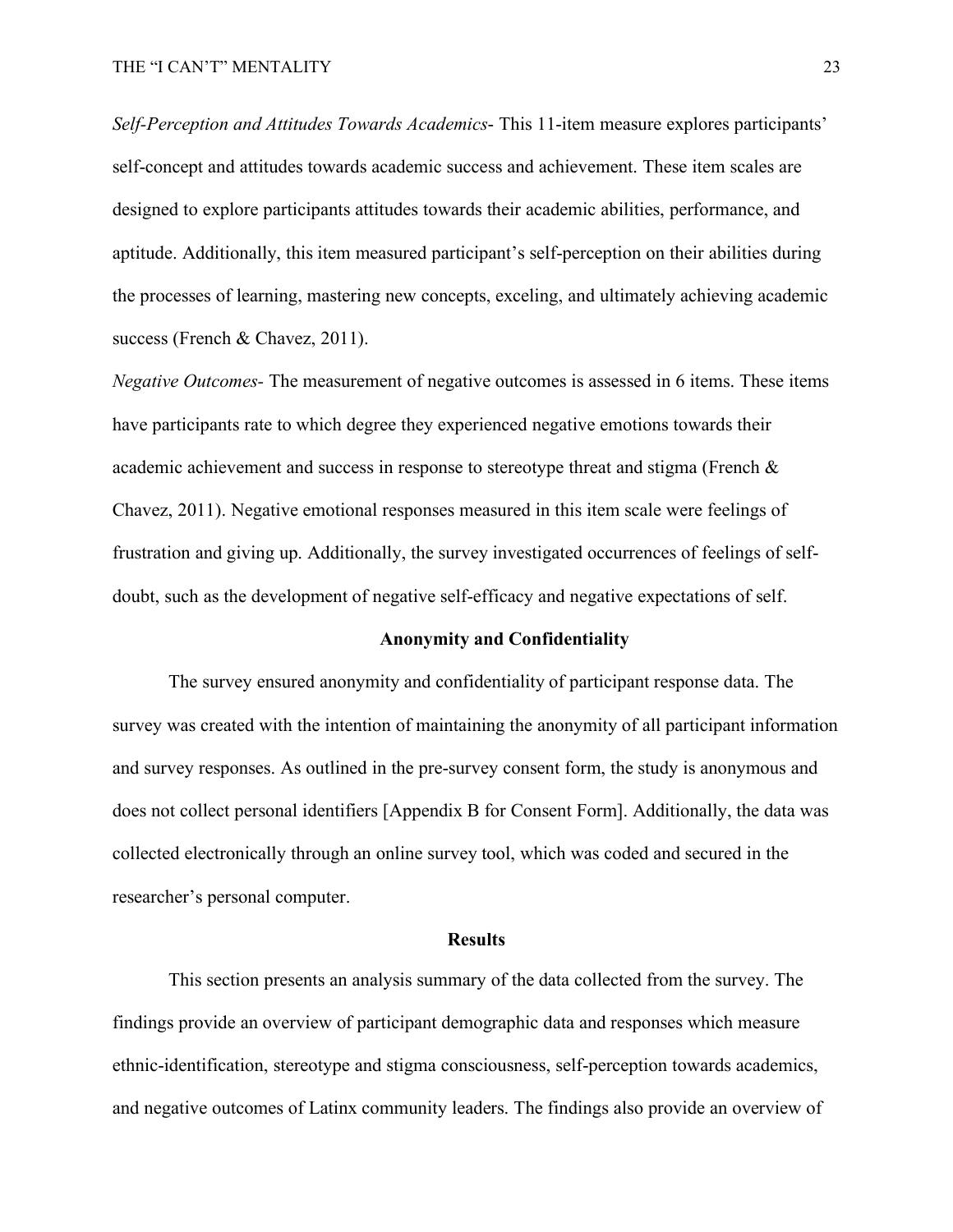*Self-Perception and Attitudes Towards Academics*- This 11-item measure explores participants' self-concept and attitudes towards academic success and achievement. These item scales are designed to explore participants attitudes towards their academic abilities, performance, and aptitude. Additionally, this item measured participant's self-perception on their abilities during the processes of learning, mastering new concepts, exceling, and ultimately achieving academic success (French & Chavez, 2011).

*Negative Outcomes*- The measurement of negative outcomes is assessed in 6 items. These items have participants rate to which degree they experienced negative emotions towards their academic achievement and success in response to stereotype threat and stigma (French & Chavez, 2011). Negative emotional responses measured in this item scale were feelings of frustration and giving up. Additionally, the survey investigated occurrences of feelings of self-doubt, such as the development of negative self-efficacy and negative expectations of self.

### Anonymity and Confidentiality

The survey ensured anonymity and confidentiality of participant response data. The survey was created with the intention of maintaining the anonymity of all participant information and survey responses. As outlined in the pre-survey consent form, the study is anonymous and does not collect personal identifiers [Appendix B for Consent Form]. Additionally, the data was collected electronically through an online survey tool, which was coded and secured in the researcher's personal computer.

## Results

This section presents an analysis summary of the data collected from the survey. The findings provide an overview of participant demographic data and responses which measure ethnic-identification, stereotype and stigma consciousness, self-perception towards academics, and negative outcomes of Latinx community leaders. The findings also provide an overview of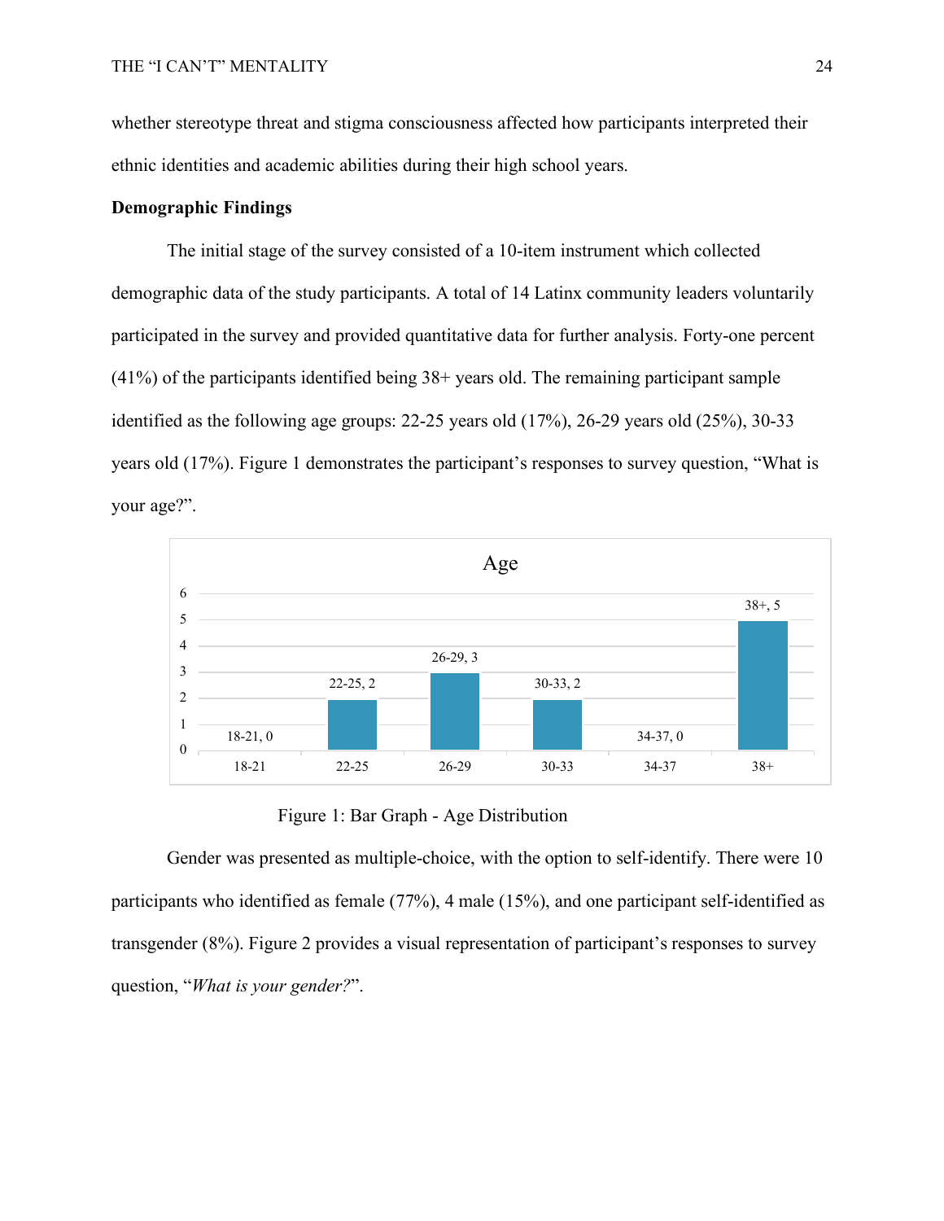whether stereotype threat and stigma consciousness affected how participants interpreted their ethnic identities and academic abilities during their high school years.

**Demographic Findings**

The initial stage of the survey consisted of a 10-item instrument which collected demographic data of the study participants. A total of 14 Latinx community leaders voluntarily participated in the survey and provided quantitative data for further analysis. Forty-one percent (41%) of the participants identified being 38+ years old. The remaining participant sample identified as the following age groups: 22-25 years old (17%), 26-29 years old (25%), 30-33 years old (17%). Figure 1 demonstrates the participant's responses to survey question, "What is your age?".

Figure 1: Bar Graph - Age Distribution

Gender was presented as multiple-choice, with the option to self-identify. There were 10 participants who identified as female (77%), 4 male (15%), and one participant self-identified as transgender (8%). Figure 2 provides a visual representation of participant's responses to survey question, "*What is your gender?*".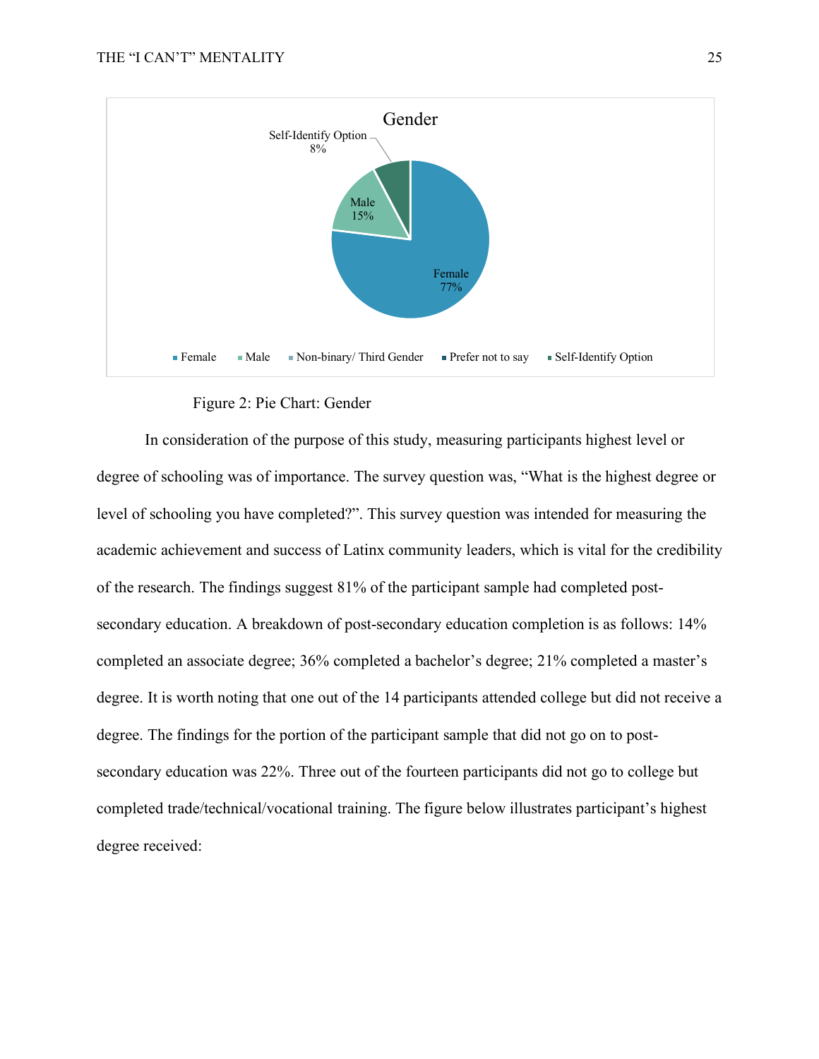Figure 2: Pie Chart: Gender

In consideration of the purpose of this study, measuring participants highest level or degree of schooling was of importance. The survey question was, “What is the highest degree or level of schooling you have completed?”. This survey question was intended for measuring the academic achievement and success of Latinx community leaders, which is vital for the credibility of the research. The findings suggest 81% of the participant sample had completed post-secondary education. A breakdown of post-secondary education completion is as follows: 14% completed an associate degree; 36% completed a bachelor’s degree; 21% completed a master’s degree. It is worth noting that one out of the 14 participants attended college but did not receive a degree. The findings for the portion of the participant sample that did not go on to post-secondary education was 22%. Three out of the fourteen participants did not go to college but completed trade/technical/vocational training. The figure below illustrates participant’s highest degree received: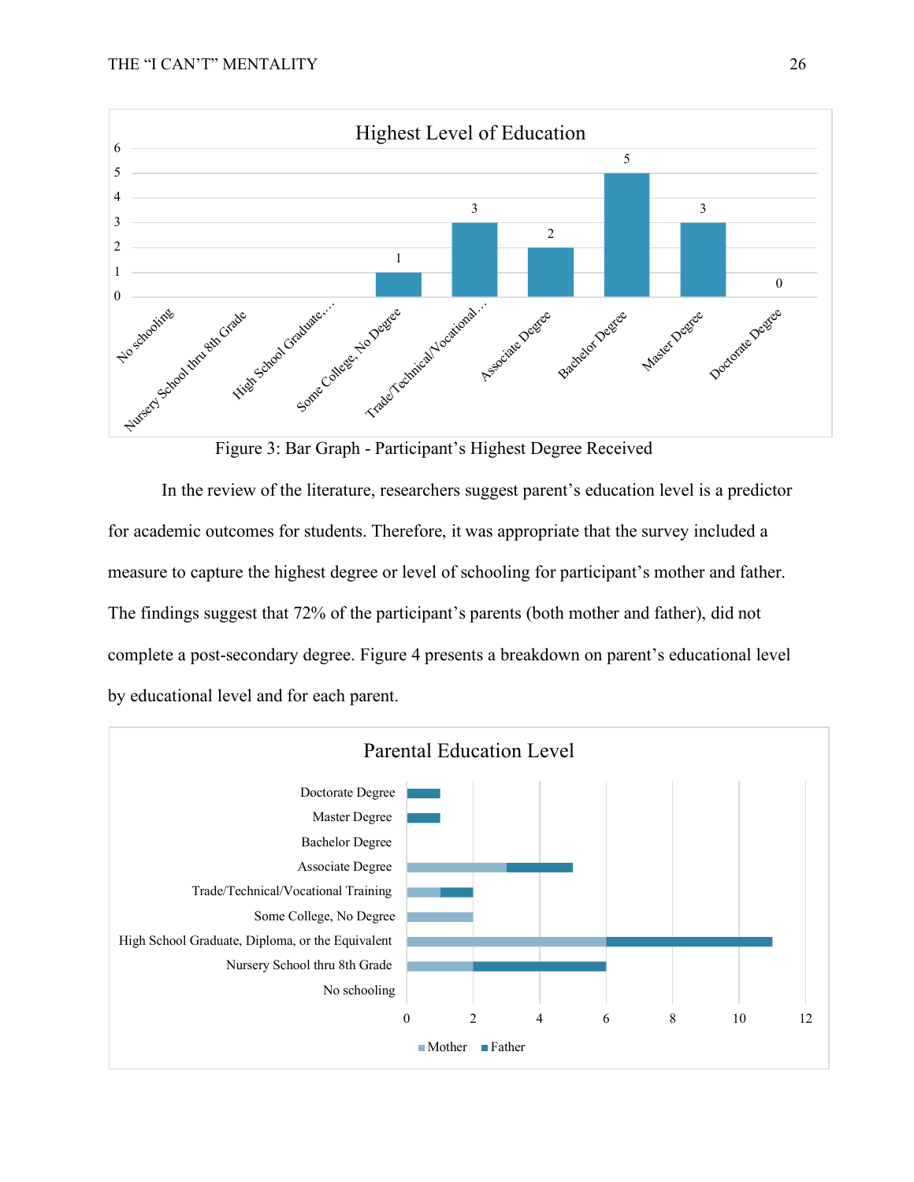Figure 3: Bar Graph - Participant's Highest Degree Received

In the review of the literature, researchers suggest parent's education level is a predictor for academic outcomes for students. Therefore, it was appropriate that the survey included a measure to capture the highest degree or level of schooling for participant's mother and father. The findings suggest that 72% of the participant's parents (both mother and father), did not complete a post-secondary degree. Figure 4 presents a breakdown on parent's educational level by educational level and for each parent.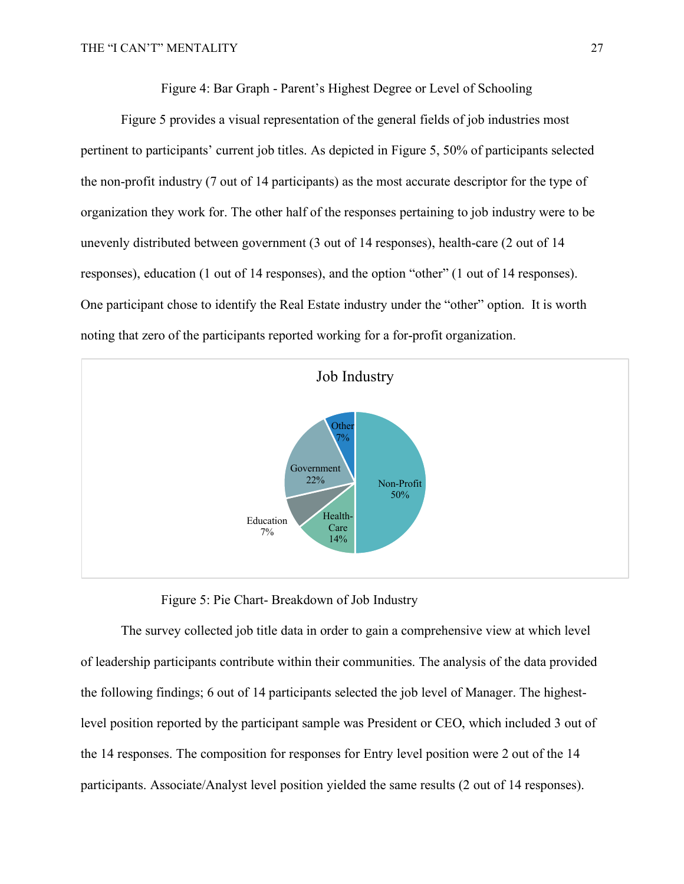Figure 4: Bar Graph - Parent's Highest Degree or Level of Schooling

Figure 5 provides a visual representation of the general fields of job industries most pertinent to participants' current job titles. As depicted in Figure 5, 50% of participants selected the non-profit industry (7 out of 14 participants) as the most accurate descriptor for the type of organization they work for. The other half of the responses pertaining to job industry were to be unevenly distributed between government (3 out of 14 responses), health-care (2 out of 14 responses), education (1 out of 14 responses), and the option "other" (1 out of 14 responses). One participant chose to identify the Real Estate industry under the "other" option. It is worth noting that zero of the participants reported working for a for-profit organization.

Job Industry

| Industry | Percentage |
| --- | --- |
| Non-Profit | 50% |
| Health-Care | 14% |
| Education | 7% |
| Government | 22% |
| Other | 7% |

Figure 5: Pie Chart- Breakdown of Job Industry

The survey collected job title data in order to gain a comprehensive view at which level of leadership participants contribute within their communities. The analysis of the data provided the following findings; 6 out of 14 participants selected the job level of Manager. The highest-level position reported by the participant sample was President or CEO, which included 3 out of the 14 responses. The composition for responses for Entry level position were 2 out of the 14 participants. Associate/Analyst level position yielded the same results (2 out of 14 responses).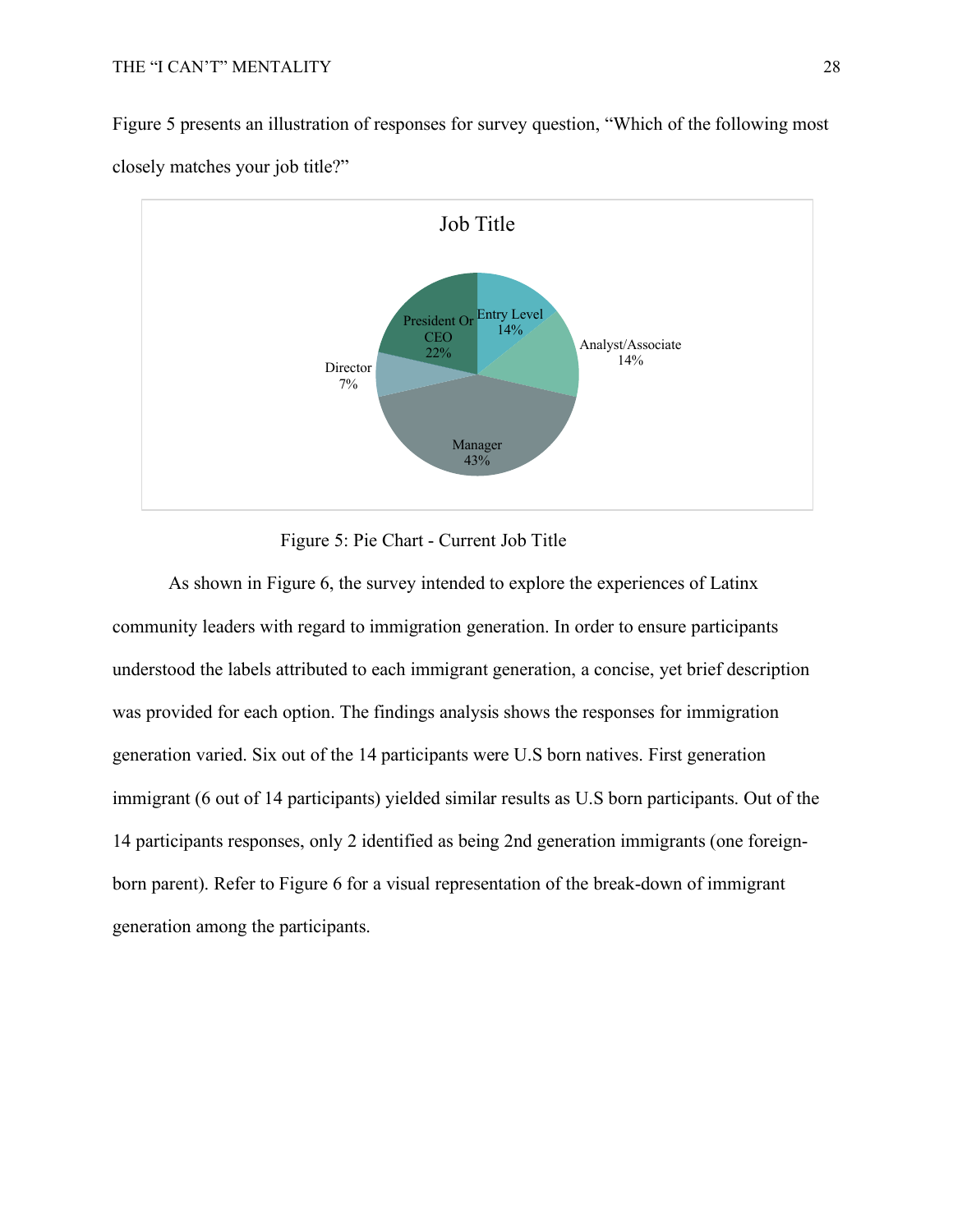Figure 5 presents an illustration of responses for survey question, "Which of the following most closely matches your job title?"

Job Title

| Job Title | Percentage |
|---|---|
| Entry Level | 14% |
| Analyst/Associate | 14% |
| Manager | 43% |
| Director | 7% |
| President Or CEO | 22% |

Figure 5: Pie Chart - Current Job Title

As shown in Figure 6, the survey intended to explore the experiences of Latinx community leaders with regard to immigration generation. In order to ensure participants understood the labels attributed to each immigrant generation, a concise, yet brief description was provided for each option. The findings analysis shows the responses for immigration generation varied. Six out of the 14 participants were U.S born natives. First generation immigrant (6 out of 14 participants) yielded similar results as U.S born participants. Out of the 14 participants responses, only 2 identified as being 2nd generation immigrants (one foreign-born parent). Refer to Figure 6 for a visual representation of the break-down of immigrant generation among the participants.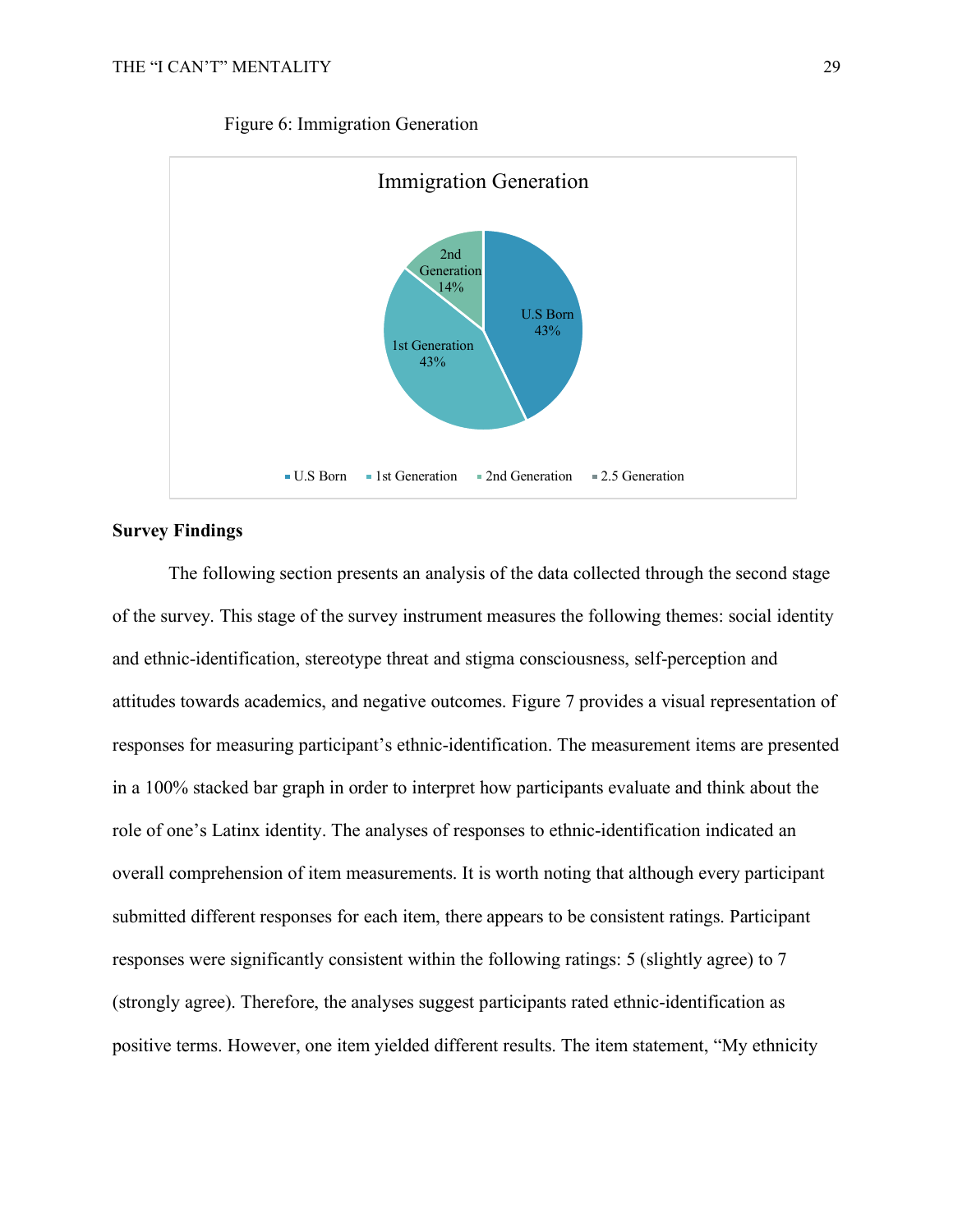Figure 6: Immigration Generation

Immigration Generation

2nd Generation 14%

U.S Born 43%

1st Generation 43%

■ U.S Born ■ 1st Generation ■ 2nd Generation ■ 2.5 Generation

**Survey Findings**

The following section presents an analysis of the data collected through the second stage of the survey. This stage of the survey instrument measures the following themes: social identity and ethnic-identification, stereotype threat and stigma consciousness, self-perception and attitudes towards academics, and negative outcomes. Figure 7 provides a visual representation of responses for measuring participant's ethnic-identification. The measurement items are presented in a 100% stacked bar graph in order to interpret how participants evaluate and think about the role of one's Latinx identity. The analyses of responses to ethnic-identification indicated an overall comprehension of item measurements. It is worth noting that although every participant submitted different responses for each item, there appears to be consistent ratings. Participant responses were significantly consistent within the following ratings: 5 (slightly agree) to 7 (strongly agree). Therefore, the analyses suggest participants rated ethnic-identification as positive terms. However, one item yielded different results. The item statement, "My ethnicity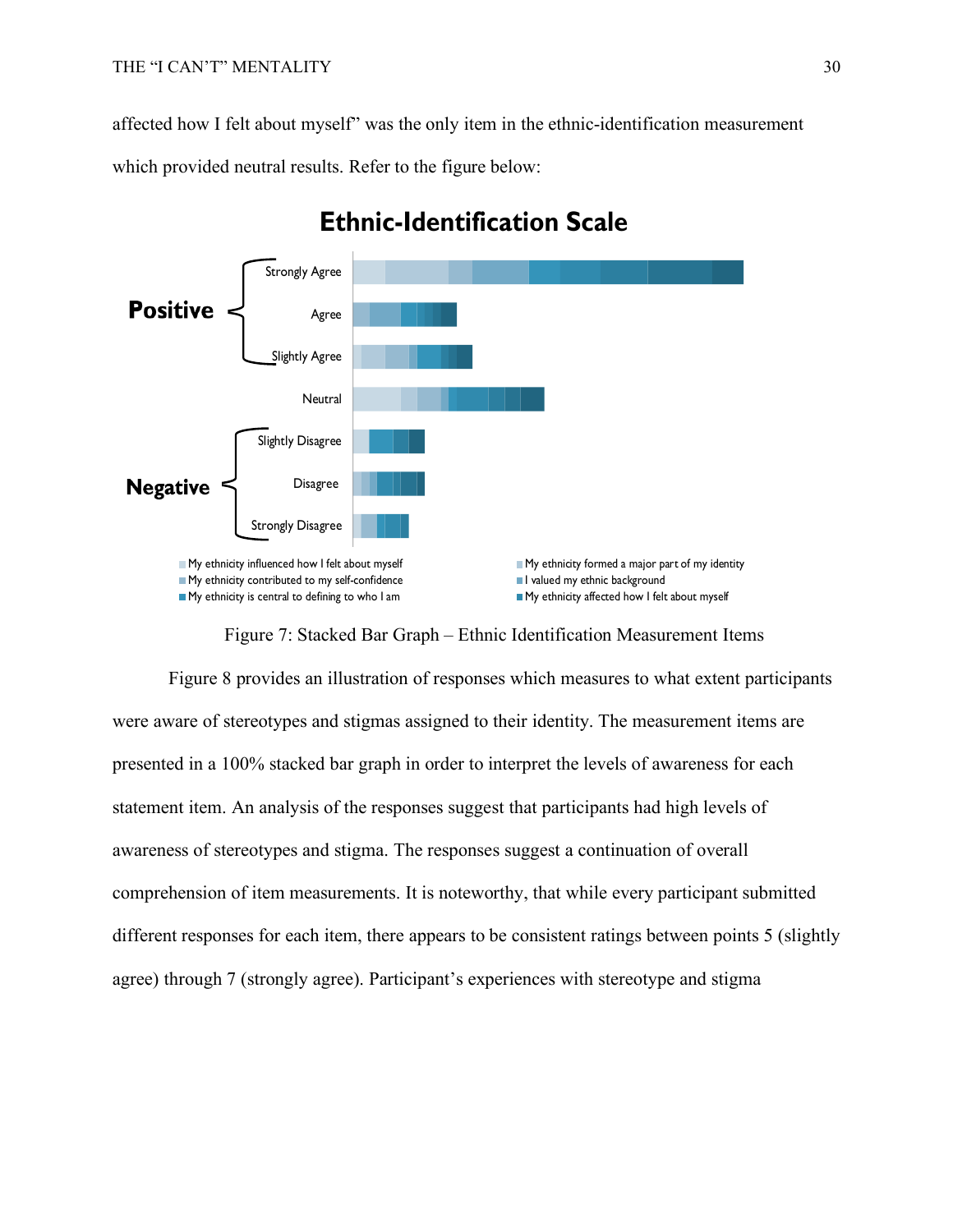affected how I felt about myself" was the only item in the ethnic-identification measurement which provided neutral results. Refer to the figure below:

Figure 7: Stacked Bar Graph – Ethnic Identification Measurement Items

Figure 8 provides an illustration of responses which measures to what extent participants were aware of stereotypes and stigmas assigned to their identity. The measurement items are presented in a 100% stacked bar graph in order to interpret the levels of awareness for each statement item. An analysis of the responses suggest that participants had high levels of awareness of stereotypes and stigma. The responses suggest a continuation of overall comprehension of item measurements. It is noteworthy, that while every participant submitted different responses for each item, there appears to be consistent ratings between points 5 (slightly agree) through 7 (strongly agree). Participant's experiences with stereotype and stigma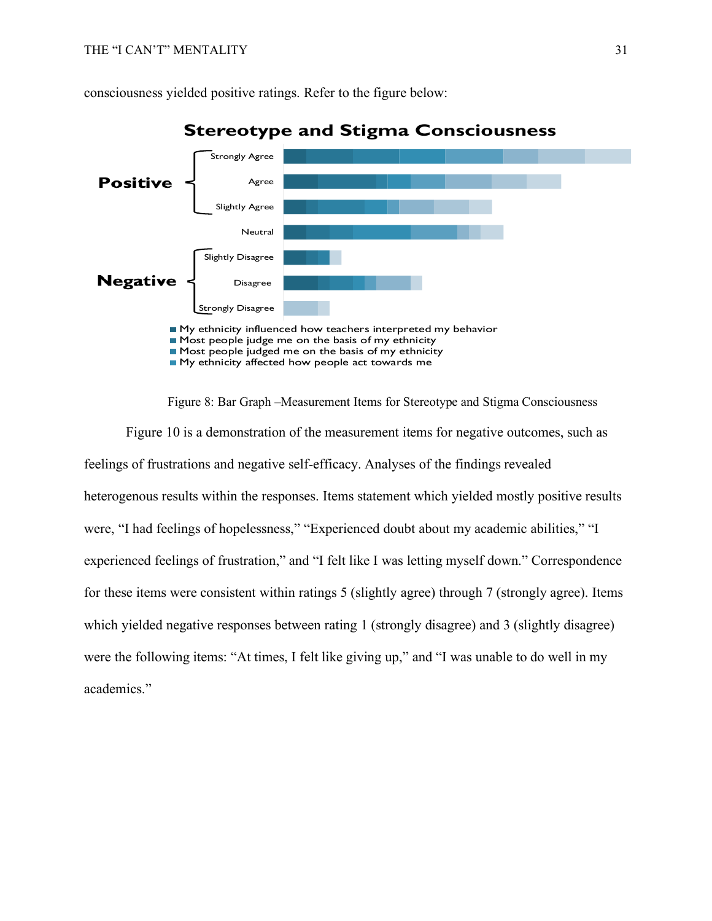consciousness yielded positive ratings. Refer to the figure below:

Figure 8: Bar Graph –Measurement Items for Stereotype and Stigma Consciousness

Figure 10 is a demonstration of the measurement items for negative outcomes, such as feelings of frustrations and negative self-efficacy. Analyses of the findings revealed heterogenous results within the responses. Items statement which yielded mostly positive results were, "I had feelings of hopelessness," "Experienced doubt about my academic abilities," "I experienced feelings of frustration," and "I felt like I was letting myself down." Correspondence for these items were consistent within ratings 5 (slightly agree) through 7 (strongly agree). Items which yielded negative responses between rating 1 (strongly disagree) and 3 (slightly disagree) were the following items: "At times, I felt like giving up," and "I was unable to do well in my academics."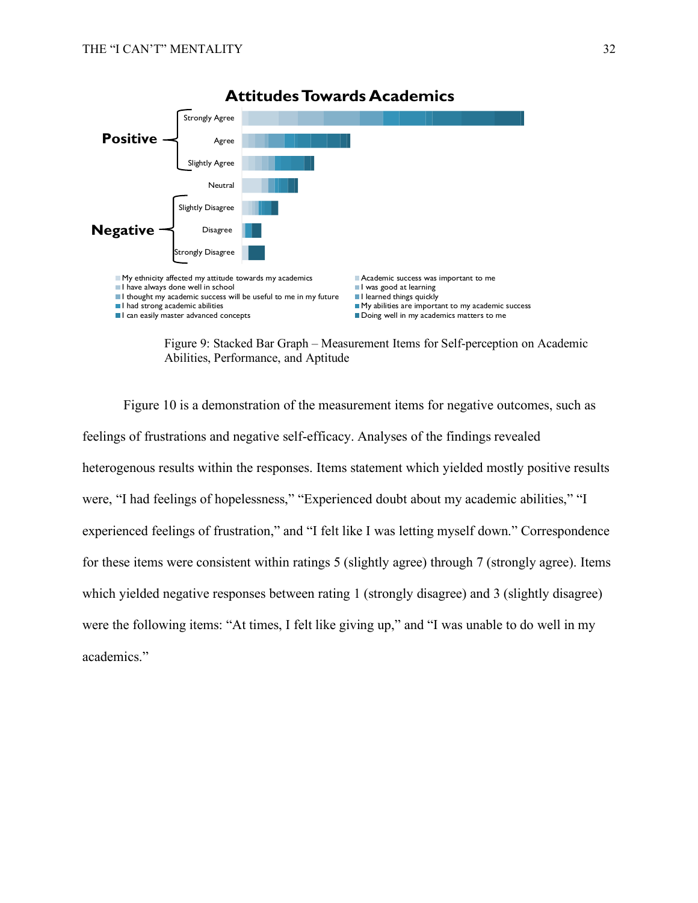Attitudes Towards Academics

Figure 9: Stacked Bar Graph – Measurement Items for Self-perception on Academic Abilities, Performance, and Aptitude

Figure 10 is a demonstration of the measurement items for negative outcomes, such as feelings of frustrations and negative self-efficacy. Analyses of the findings revealed heterogenous results within the responses. Items statement which yielded mostly positive results were, "I had feelings of hopelessness," "Experienced doubt about my academic abilities," "I experienced feelings of frustration," and "I felt like I was letting myself down." Correspondence for these items were consistent within ratings 5 (slightly agree) through 7 (strongly agree). Items which yielded negative responses between rating 1 (strongly disagree) and 3 (slightly disagree) were the following items: "At times, I felt like giving up," and "I was unable to do well in my academics."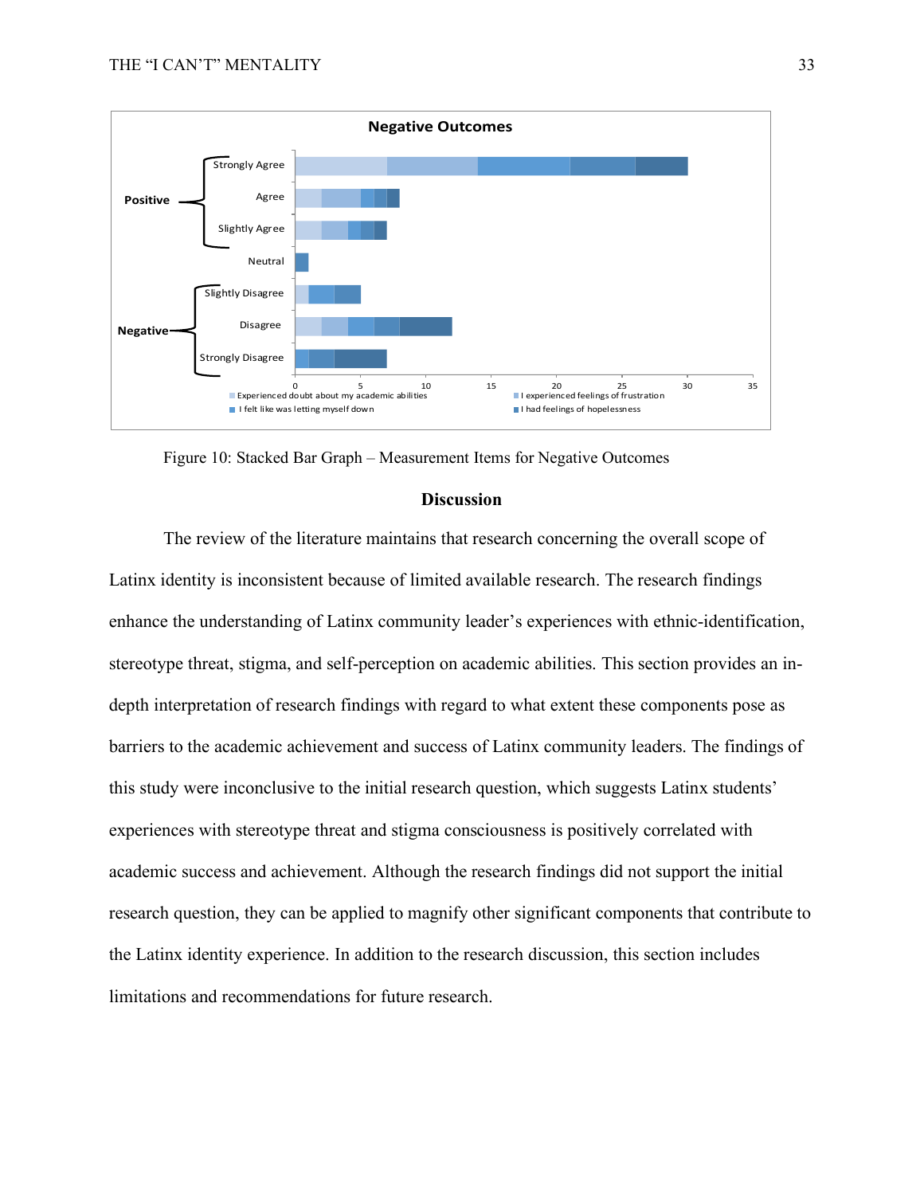Figure 10: Stacked Bar Graph – Measurement Items for Negative Outcomes

## Discussion

The review of the literature maintains that research concerning the overall scope of Latinx identity is inconsistent because of limited available research. The research findings enhance the understanding of Latinx community leader's experiences with ethnic-identification, stereotype threat, stigma, and self-perception on academic abilities. This section provides an in-depth interpretation of research findings with regard to what extent these components pose as barriers to the academic achievement and success of Latinx community leaders. The findings of this study were inconclusive to the initial research question, which suggests Latinx students' experiences with stereotype threat and stigma consciousness is positively correlated with academic success and achievement. Although the research findings did not support the initial research question, they can be applied to magnify other significant components that contribute to the Latinx identity experience. In addition to the research discussion, this section includes limitations and recommendations for future research.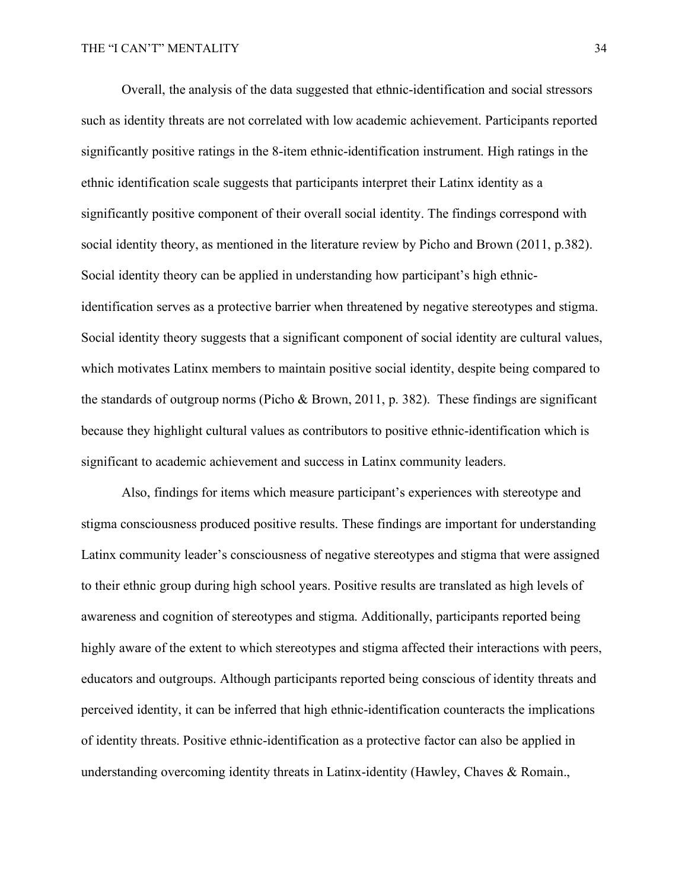Overall, the analysis of the data suggested that ethnic-identification and social stressors such as identity threats are not correlated with low academic achievement. Participants reported significantly positive ratings in the 8-item ethnic-identification instrument. High ratings in the ethnic identification scale suggests that participants interpret their Latinx identity as a significantly positive component of their overall social identity. The findings correspond with social identity theory, as mentioned in the literature review by Picho and Brown (2011, p.382). Social identity theory can be applied in understanding how participant's high ethnic-identification serves as a protective barrier when threatened by negative stereotypes and stigma. Social identity theory suggests that a significant component of social identity are cultural values, which motivates Latinx members to maintain positive social identity, despite being compared to the standards of outgroup norms (Picho & Brown, 2011, p. 382). These findings are significant because they highlight cultural values as contributors to positive ethnic-identification which is significant to academic achievement and success in Latinx community leaders.

Also, findings for items which measure participant's experiences with stereotype and stigma consciousness produced positive results. These findings are important for understanding Latinx community leader's consciousness of negative stereotypes and stigma that were assigned to their ethnic group during high school years. Positive results are translated as high levels of awareness and cognition of stereotypes and stigma. Additionally, participants reported being highly aware of the extent to which stereotypes and stigma affected their interactions with peers, educators and outgroups. Although participants reported being conscious of identity threats and perceived identity, it can be inferred that high ethnic-identification counteracts the implications of identity threats. Positive ethnic-identification as a protective factor can also be applied in understanding overcoming identity threats in Latinx-identity (Hawley, Chaves & Romain.,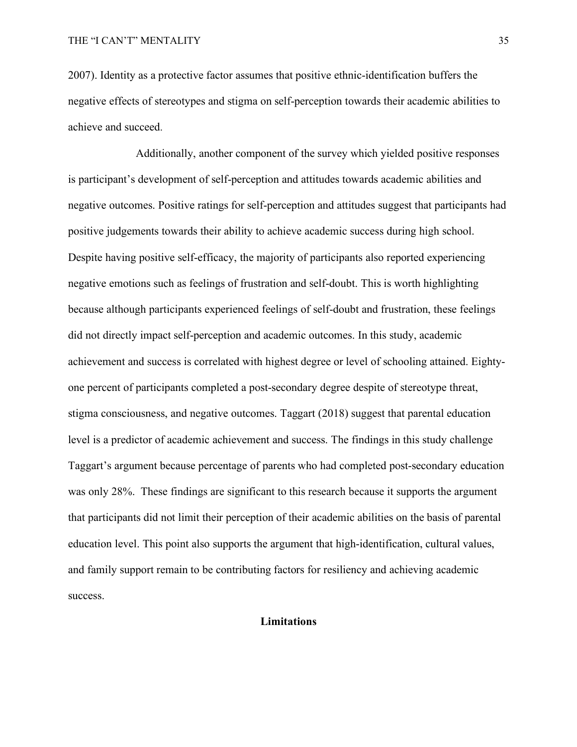2007). Identity as a protective factor assumes that positive ethnic-identification buffers the negative effects of stereotypes and stigma on self-perception towards their academic abilities to achieve and succeed.

Additionally, another component of the survey which yielded positive responses is participant's development of self-perception and attitudes towards academic abilities and negative outcomes. Positive ratings for self-perception and attitudes suggest that participants had positive judgements towards their ability to achieve academic success during high school. Despite having positive self-efficacy, the majority of participants also reported experiencing negative emotions such as feelings of frustration and self-doubt. This is worth highlighting because although participants experienced feelings of self-doubt and frustration, these feelings did not directly impact self-perception and academic outcomes. In this study, academic achievement and success is correlated with highest degree or level of schooling attained. Eighty-one percent of participants completed a post-secondary degree despite of stereotype threat, stigma consciousness, and negative outcomes. Taggart (2018) suggest that parental education level is a predictor of academic achievement and success. The findings in this study challenge Taggart's argument because percentage of parents who had completed post-secondary education was only 28%. These findings are significant to this research because it supports the argument that participants did not limit their perception of their academic abilities on the basis of parental education level. This point also supports the argument that high-identification, cultural values, and family support remain to be contributing factors for resiliency and achieving academic success.

## Limitations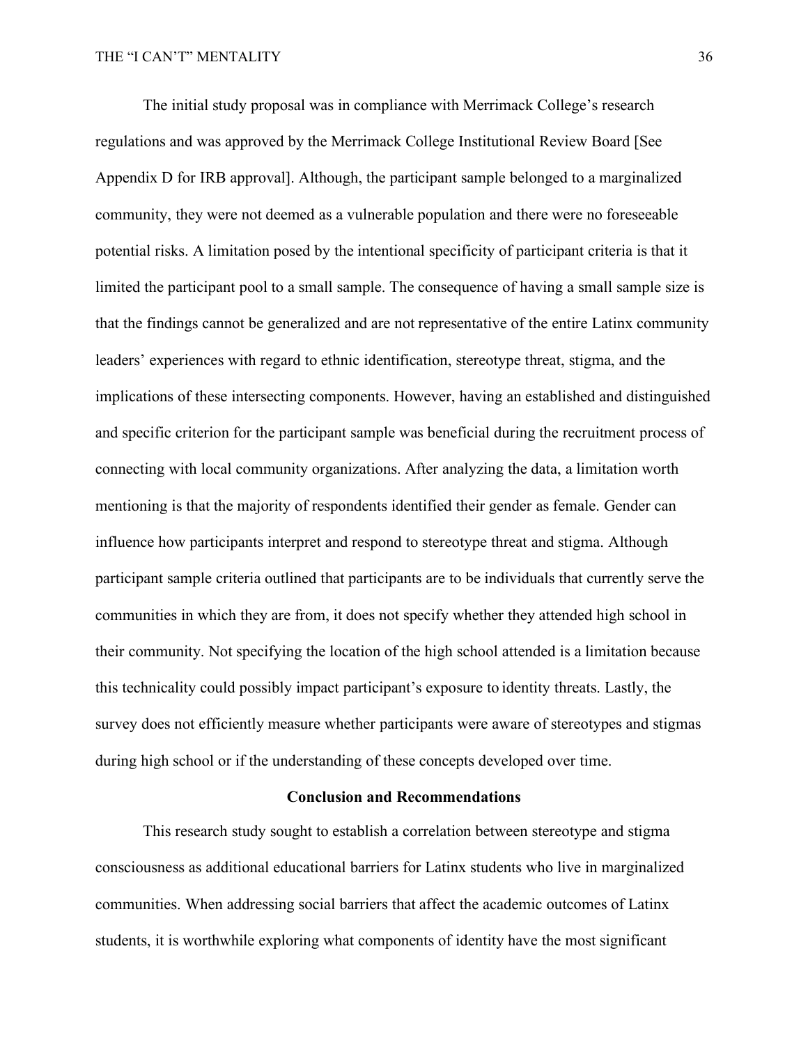The initial study proposal was in compliance with Merrimack College's research regulations and was approved by the Merrimack College Institutional Review Board [See Appendix D for IRB approval]. Although, the participant sample belonged to a marginalized community, they were not deemed as a vulnerable population and there were no foreseeable potential risks. A limitation posed by the intentional specificity of participant criteria is that it limited the participant pool to a small sample. The consequence of having a small sample size is that the findings cannot be generalized and are not representative of the entire Latinx community leaders' experiences with regard to ethnic identification, stereotype threat, stigma, and the implications of these intersecting components. However, having an established and distinguished and specific criterion for the participant sample was beneficial during the recruitment process of connecting with local community organizations. After analyzing the data, a limitation worth mentioning is that the majority of respondents identified their gender as female. Gender can influence how participants interpret and respond to stereotype threat and stigma. Although participant sample criteria outlined that participants are to be individuals that currently serve the communities in which they are from, it does not specify whether they attended high school in their community. Not specifying the location of the high school attended is a limitation because this technicality could possibly impact participant's exposure to identity threats. Lastly, the survey does not efficiently measure whether participants were aware of stereotypes and stigmas during high school or if the understanding of these concepts developed over time.

## Conclusion and Recommendations

This research study sought to establish a correlation between stereotype and stigma consciousness as additional educational barriers for Latinx students who live in marginalized communities. When addressing social barriers that affect the academic outcomes of Latinx students, it is worthwhile exploring what components of identity have the most significant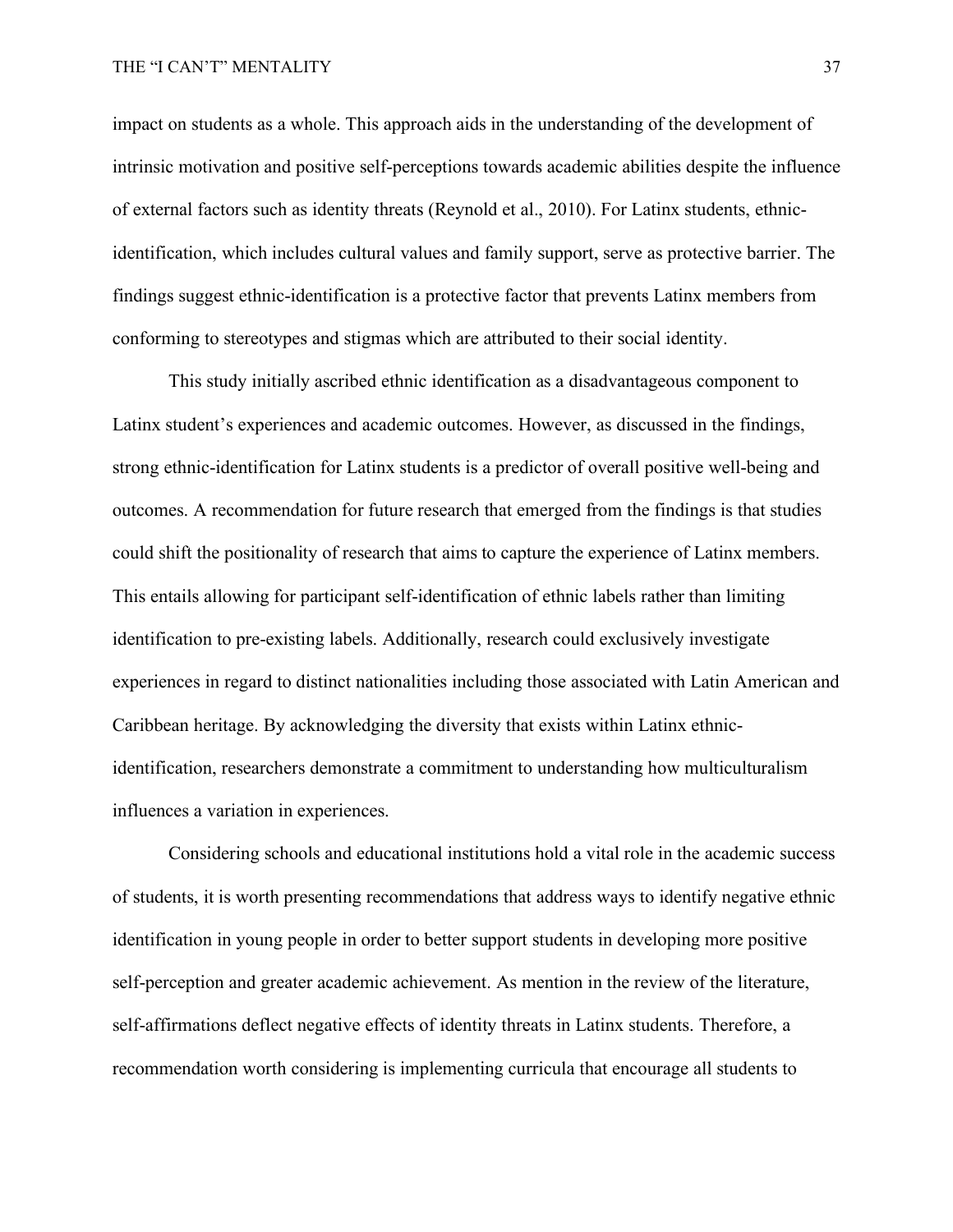impact on students as a whole. This approach aids in the understanding of the development of intrinsic motivation and positive self-perceptions towards academic abilities despite the influence of external factors such as identity threats (Reynold et al., 2010). For Latinx students, ethnic-identification, which includes cultural values and family support, serve as protective barrier. The findings suggest ethnic-identification is a protective factor that prevents Latinx members from conforming to stereotypes and stigmas which are attributed to their social identity.

This study initially ascribed ethnic identification as a disadvantageous component to Latinx student's experiences and academic outcomes. However, as discussed in the findings, strong ethnic-identification for Latinx students is a predictor of overall positive well-being and outcomes. A recommendation for future research that emerged from the findings is that studies could shift the positionality of research that aims to capture the experience of Latinx members. This entails allowing for participant self-identification of ethnic labels rather than limiting identification to pre-existing labels. Additionally, research could exclusively investigate experiences in regard to distinct nationalities including those associated with Latin American and Caribbean heritage. By acknowledging the diversity that exists within Latinx ethnic-identification, researchers demonstrate a commitment to understanding how multiculturalism influences a variation in experiences.

Considering schools and educational institutions hold a vital role in the academic success of students, it is worth presenting recommendations that address ways to identify negative ethnic identification in young people in order to better support students in developing more positive self-perception and greater academic achievement. As mention in the review of the literature, self-affirmations deflect negative effects of identity threats in Latinx students. Therefore, a recommendation worth considering is implementing curricula that encourage all students to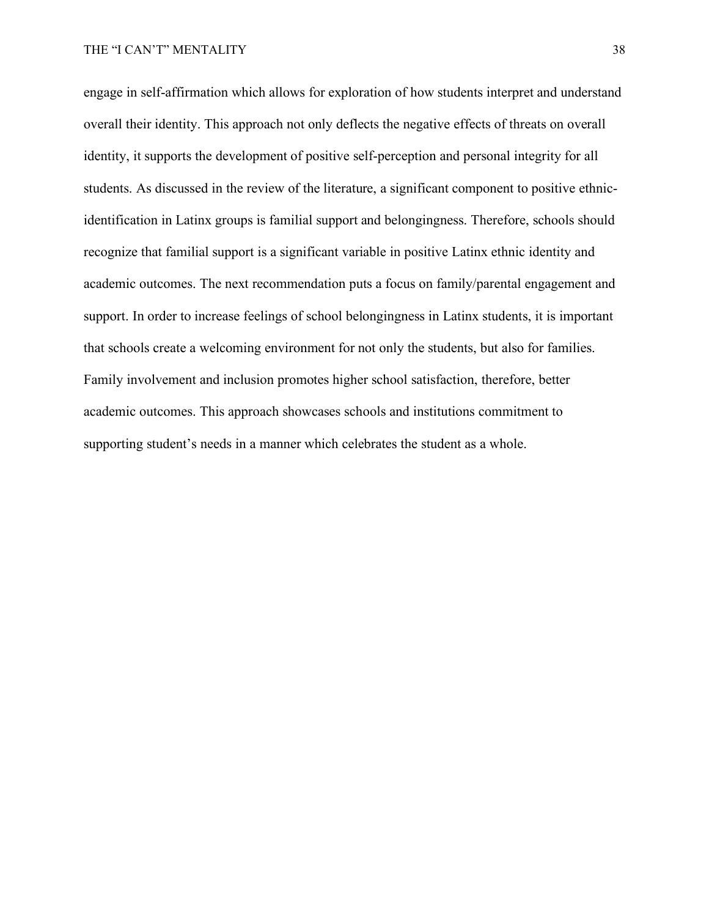engage in self-affirmation which allows for exploration of how students interpret and understand overall their identity. This approach not only deflects the negative effects of threats on overall identity, it supports the development of positive self-perception and personal integrity for all students. As discussed in the review of the literature, a significant component to positive ethnic-identification in Latinx groups is familial support and belongingness. Therefore, schools should recognize that familial support is a significant variable in positive Latinx ethnic identity and academic outcomes. The next recommendation puts a focus on family/parental engagement and support. In order to increase feelings of school belongingness in Latinx students, it is important that schools create a welcoming environment for not only the students, but also for families. Family involvement and inclusion promotes higher school satisfaction, therefore, better academic outcomes. This approach showcases schools and institutions commitment to supporting student's needs in a manner which celebrates the student as a whole.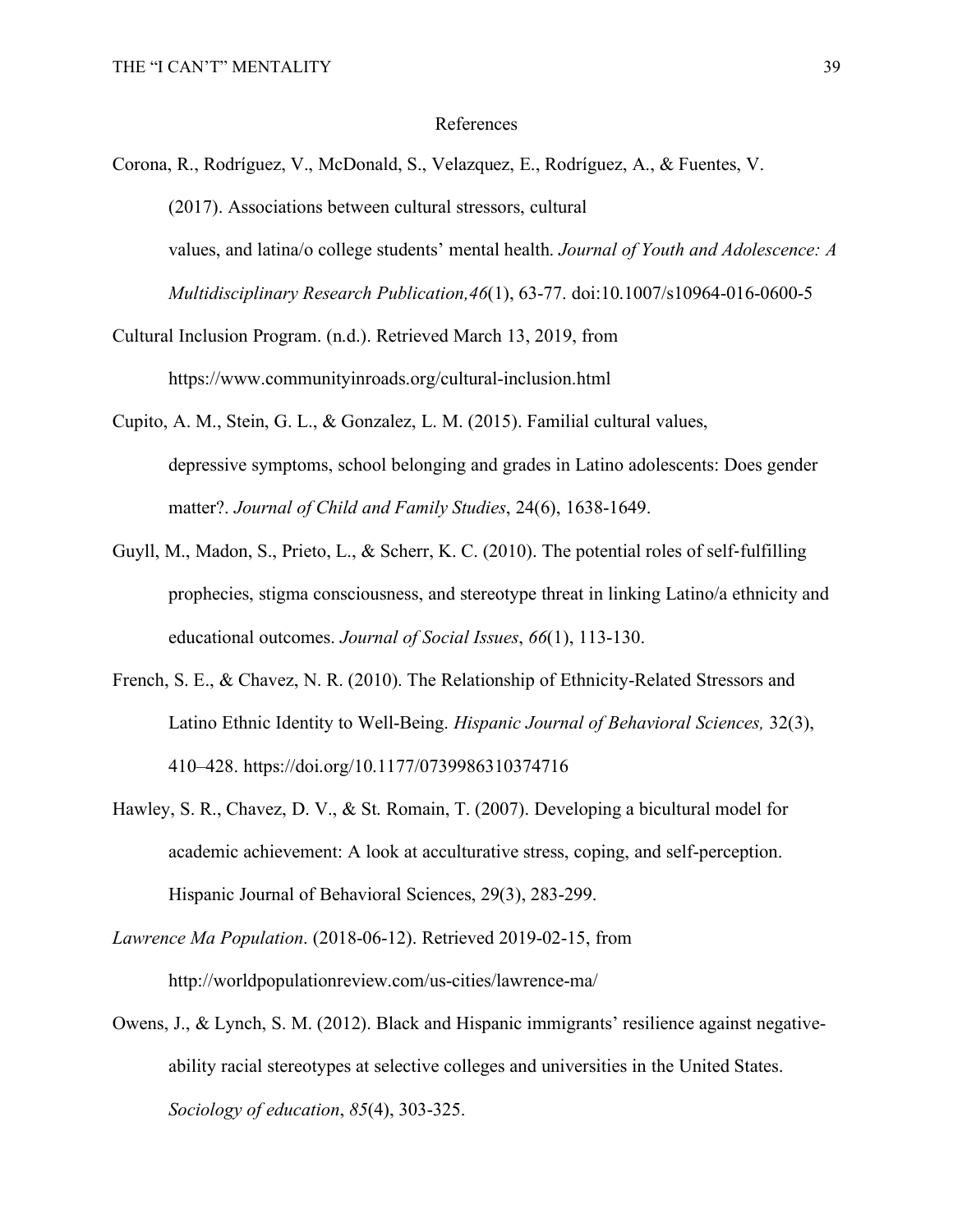# References

Corona, R., Rodríguez, V., McDonald, S., Velazquez, E., Rodríguez, A., & Fuentes, V. (2017). Associations between cultural stressors, cultural values, and latina/o college students' mental health. *Journal of Youth and Adolescence: A Multidisciplinary Research Publication,46*(1), 63-77. doi:10.1007/s10964-016-0600-5

Cultural Inclusion Program. (n.d.). Retrieved March 13, 2019, from https://www.communityinroads.org/cultural-inclusion.html

Cupito, A. M., Stein, G. L., & Gonzalez, L. M. (2015). Familial cultural values, depressive symptoms, school belonging and grades in Latino adolescents: Does gender matter?. *Journal of Child and Family Studies*, 24(6), 1638-1649.

Guyll, M., Madon, S., Prieto, L., & Scherr, K. C. (2010). The potential roles of self-fulfilling prophecies, stigma consciousness, and stereotype threat in linking Latino/a ethnicity and educational outcomes. *Journal of Social Issues*, *66*(1), 113-130.

French, S. E., & Chavez, N. R. (2010). The Relationship of Ethnicity-Related Stressors and Latino Ethnic Identity to Well-Being. *Hispanic Journal of Behavioral Sciences,* 32(3), 410–428. https://doi.org/10.1177/0739986310374716

Hawley, S. R., Chavez, D. V., & St. Romain, T. (2007). Developing a bicultural model for academic achievement: A look at acculturative stress, coping, and self-perception. Hispanic Journal of Behavioral Sciences, 29(3), 283-299.

*Lawrence Ma Population*. (2018-06-12). Retrieved 2019-02-15, from http://worldpopulationreview.com/us-cities/lawrence-ma/

Owens, J., & Lynch, S. M. (2012). Black and Hispanic immigrants' resilience against negative-ability racial stereotypes at selective colleges and universities in the United States. *Sociology of education*, *85*(4), 303-325.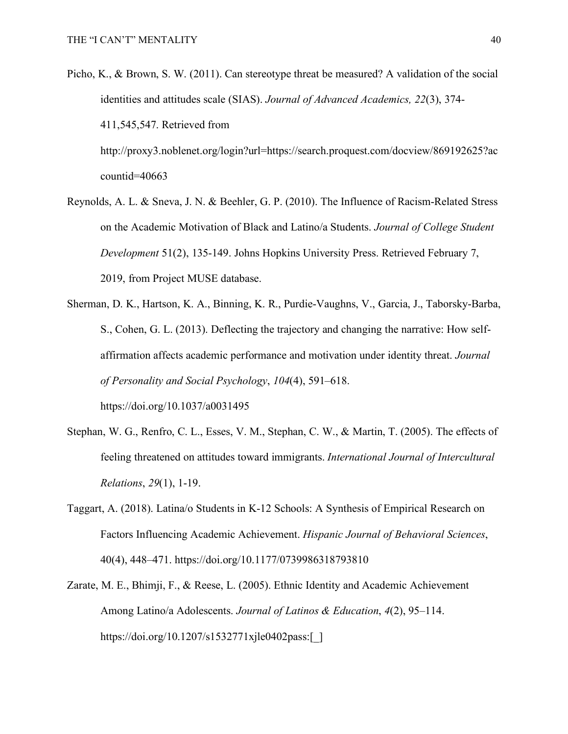Picho, K., & Brown, S. W. (2011). Can stereotype threat be measured? A validation of the social identities and attitudes scale (SIAS). *Journal of Advanced Academics, 22*(3), 374-411,545,547. Retrieved from http://proxy3.noblenet.org/login?url=https://search.proquest.com/docview/869192625?accountid=40663

Reynolds, A. L. & Sneva, J. N. & Beehler, G. P. (2010). The Influence of Racism-Related Stress on the Academic Motivation of Black and Latino/a Students. *Journal of College Student Development* 51(2), 135-149. Johns Hopkins University Press. Retrieved February 7, 2019, from Project MUSE database.

Sherman, D. K., Hartson, K. A., Binning, K. R., Purdie-Vaughns, V., Garcia, J., Taborsky-Barba, S., Cohen, G. L. (2013). Deflecting the trajectory and changing the narrative: How self-affirmation affects academic performance and motivation under identity threat. *Journal of Personality and Social Psychology*, *104*(4), 591–618. https://doi.org/10.1037/a0031495

Stephan, W. G., Renfro, C. L., Esses, V. M., Stephan, C. W., & Martin, T. (2005). The effects of feeling threatened on attitudes toward immigrants. *International Journal of Intercultural Relations*, *29*(1), 1-19.

Taggart, A. (2018). Latina/o Students in K-12 Schools: A Synthesis of Empirical Research on Factors Influencing Academic Achievement. *Hispanic Journal of Behavioral Sciences*, 40(4), 448–471. https://doi.org/10.1177/0739986318793810

Zarate, M. E., Bhimji, F., & Reese, L. (2005). Ethnic Identity and Academic Achievement Among Latino/a Adolescents. *Journal of Latinos & Education*, *4*(2), 95–114. https://doi.org/10.1207/s1532771xjle0402pass:[_]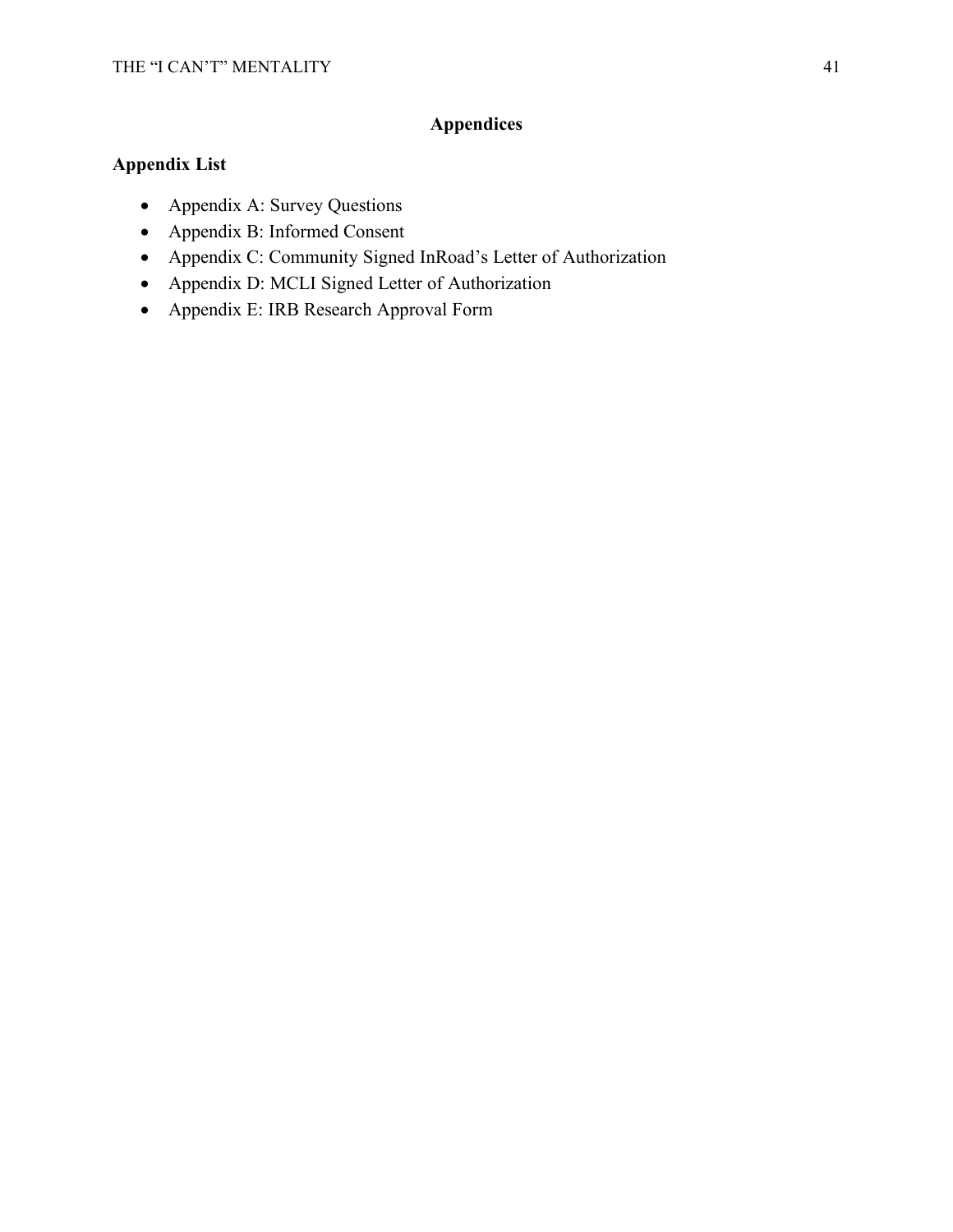# Appendices

## Appendix List

- Appendix A: Survey Questions
- Appendix B: Informed Consent
- Appendix C: Community Signed InRoad's Letter of Authorization
- Appendix D: MCLI Signed Letter of Authorization
- Appendix E: IRB Research Approval Form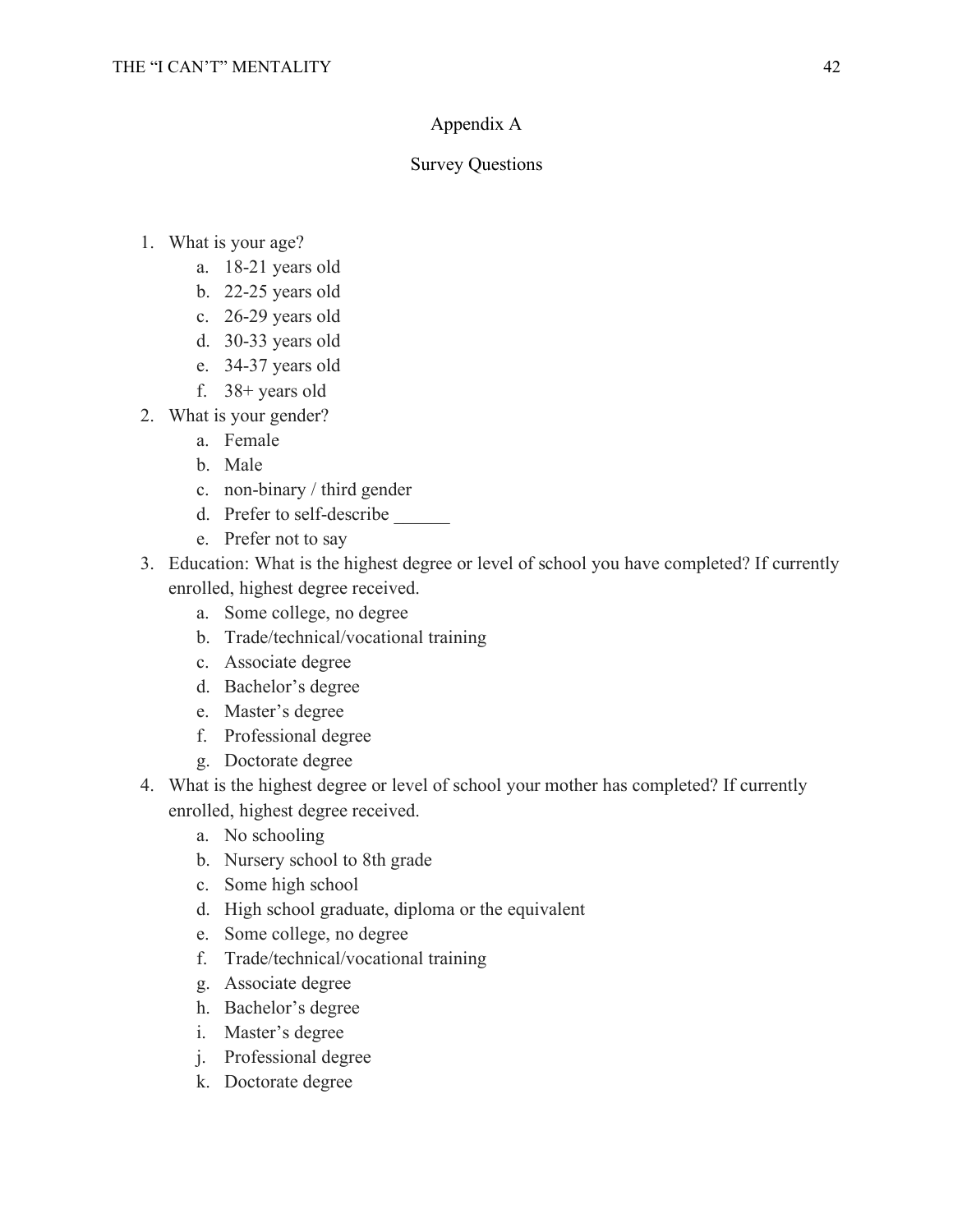## Appendix A

### Survey Questions

1. What is your age?
    a. 18-21 years old
    b. 22-25 years old
    c. 26-29 years old
    d. 30-33 years old
    e. 34-37 years old
    f. 38+ years old
2. What is your gender?
    a. Female
    b. Male
    c. non-binary / third gender
    d. Prefer to self-describe ______
    e. Prefer not to say
3. Education: What is the highest degree or level of school you have completed? If currently enrolled, highest degree received.
    a. Some college, no degree
    b. Trade/technical/vocational training
    c. Associate degree
    d. Bachelor's degree
    e. Master's degree
    f. Professional degree
    g. Doctorate degree
4. What is the highest degree or level of school your mother has completed? If currently enrolled, highest degree received.
    a. No schooling
    b. Nursery school to 8th grade
    c. Some high school
    d. High school graduate, diploma or the equivalent
    e. Some college, no degree
    f. Trade/technical/vocational training
    g. Associate degree
    h. Bachelor's degree
    i. Master's degree
    j. Professional degree
    k. Doctorate degree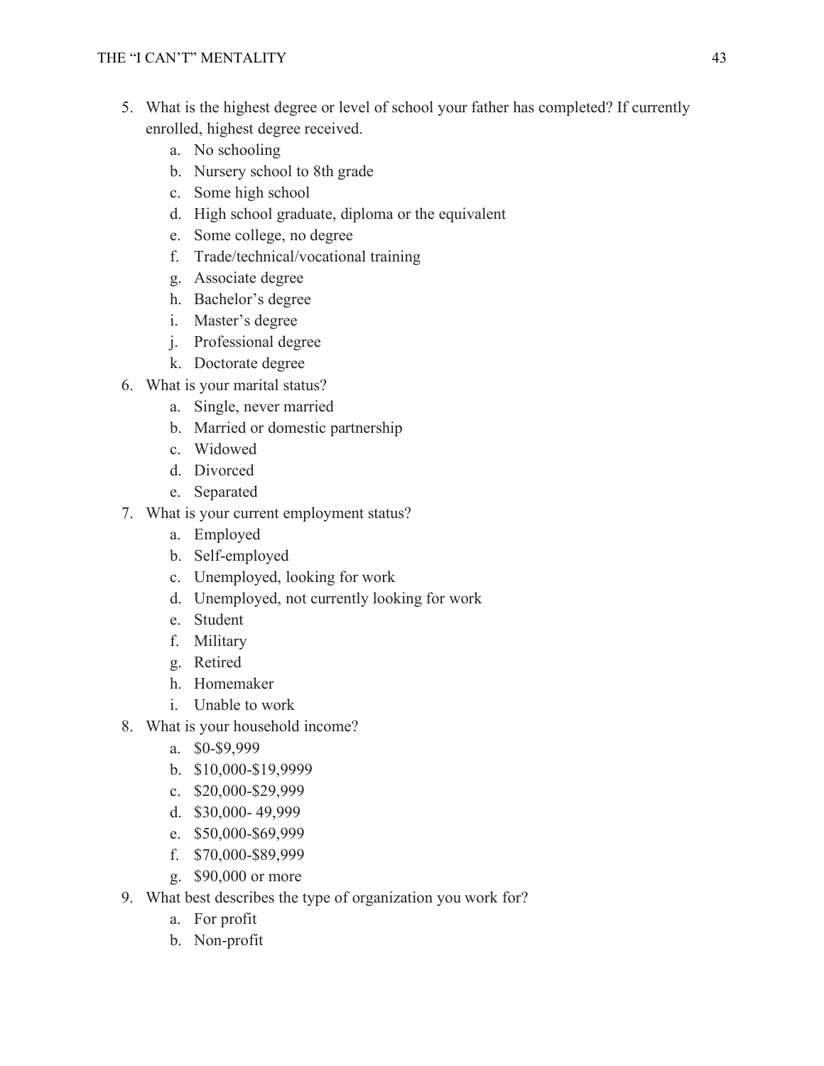5. What is the highest degree or level of school your father has completed? If currently enrolled, highest degree received.
    a. No schooling
    b. Nursery school to 8th grade
    c. Some high school
    d. High school graduate, diploma or the equivalent
    e. Some college, no degree
    f. Trade/technical/vocational training
    g. Associate degree
    h. Bachelor's degree
    i. Master's degree
    j. Professional degree
    k. Doctorate degree
6. What is your marital status?
    a. Single, never married
    b. Married or domestic partnership
    c. Widowed
    d. Divorced
    e. Separated
7. What is your current employment status?
    a. Employed
    b. Self-employed
    c. Unemployed, looking for work
    d. Unemployed, not currently looking for work
    e. Student
    f. Military
    g. Retired
    h. Homemaker
    i. Unable to work
8. What is your household income?
    a. $0-$9,999
    b. $10,000-$19,9999
    c. $20,000-$29,999
    d. $30,000- 49,999
    e. $50,000-$69,999
    f. $70,000-$89,999
    g. $90,000 or more
9. What best describes the type of organization you work for?
    a. For profit
    b. Non-profit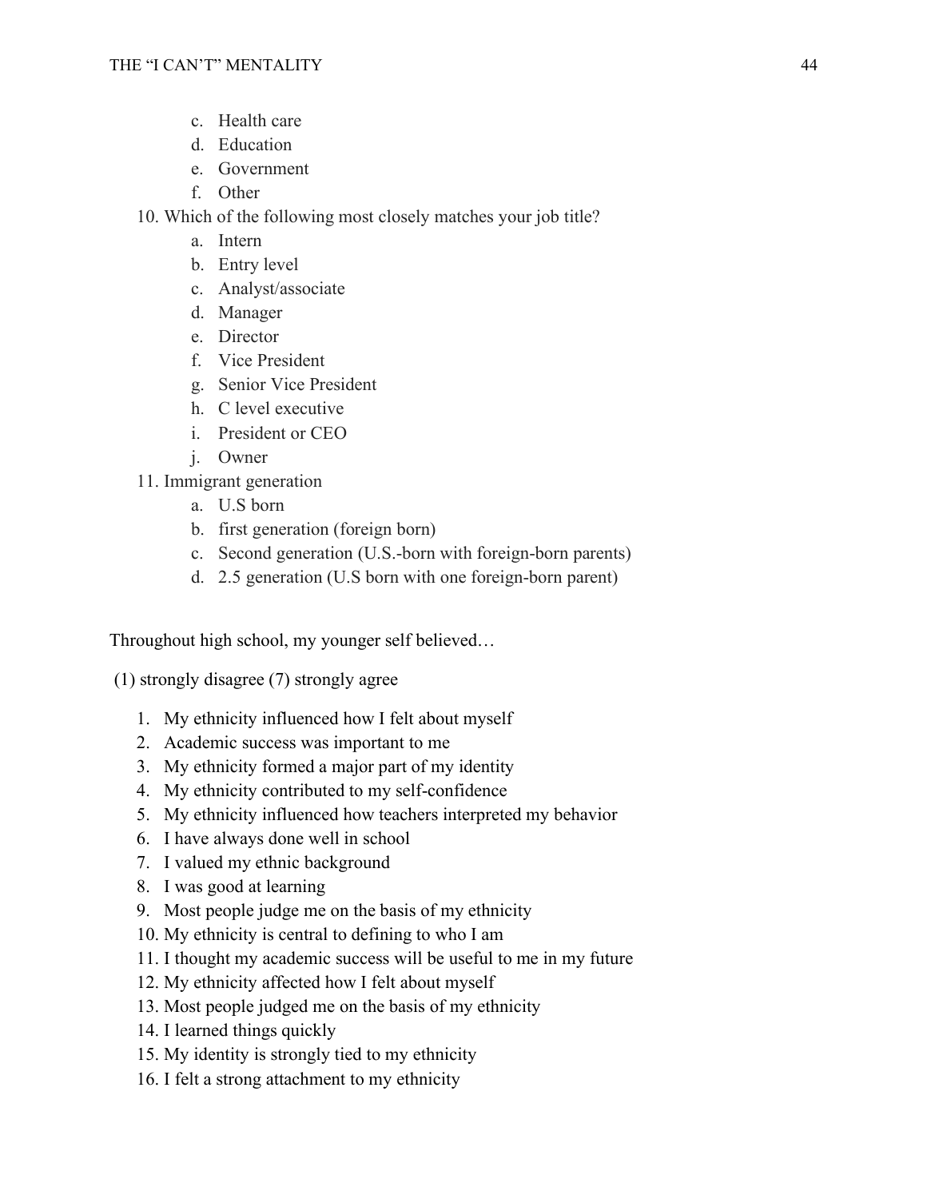c. Health care
   d. Education
   e. Government
   f. Other

10. Which of the following most closely matches your job title?
    a. Intern
    b. Entry level
    c. Analyst/associate
    d. Manager
    e. Director
    f. Vice President
    g. Senior Vice President
    h. C level executive
    i. President or CEO
    j. Owner
11. Immigrant generation
    a. U.S born
    b. first generation (foreign born)
    c. Second generation (U.S.-born with foreign-born parents)
    d. 2.5 generation (U.S born with one foreign-born parent)

Throughout high school, my younger self believed…

(1) strongly disagree (7) strongly agree

1. My ethnicity influenced how I felt about myself
2. Academic success was important to me
3. My ethnicity formed a major part of my identity
4. My ethnicity contributed to my self-confidence
5. My ethnicity influenced how teachers interpreted my behavior
6. I have always done well in school
7. I valued my ethnic background
8. I was good at learning
9. Most people judge me on the basis of my ethnicity
10. My ethnicity is central to defining to who I am
11. I thought my academic success will be useful to me in my future
12. My ethnicity affected how I felt about myself
13. Most people judged me on the basis of my ethnicity
14. I learned things quickly
15. My identity is strongly tied to my ethnicity
16. I felt a strong attachment to my ethnicity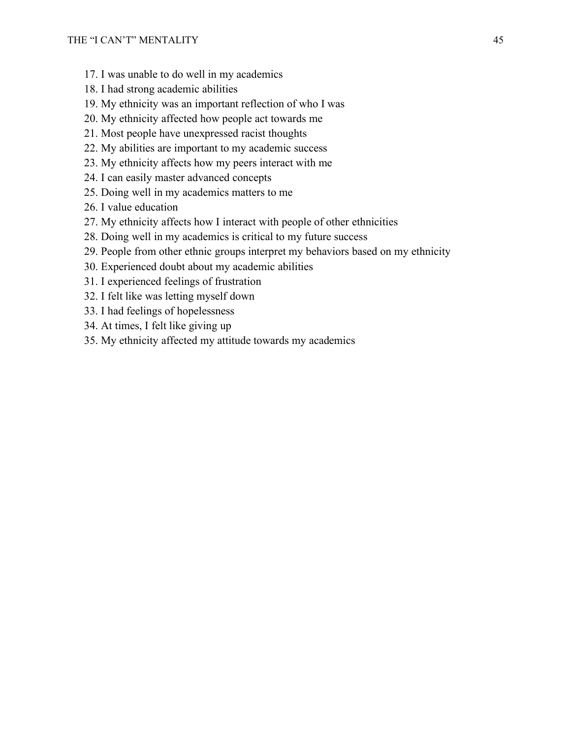17. I was unable to do well in my academics
18. I had strong academic abilities
19. My ethnicity was an important reflection of who I was
20. My ethnicity affected how people act towards me
21. Most people have unexpressed racist thoughts
22. My abilities are important to my academic success
23. My ethnicity affects how my peers interact with me
24. I can easily master advanced concepts
25. Doing well in my academics matters to me
26. I value education
27. My ethnicity affects how I interact with people of other ethnicities
28. Doing well in my academics is critical to my future success
29. People from other ethnic groups interpret my behaviors based on my ethnicity
30. Experienced doubt about my academic abilities
31. I experienced feelings of frustration
32. I felt like was letting myself down
33. I had feelings of hopelessness
34. At times, I felt like giving up
35. My ethnicity affected my attitude towards my academics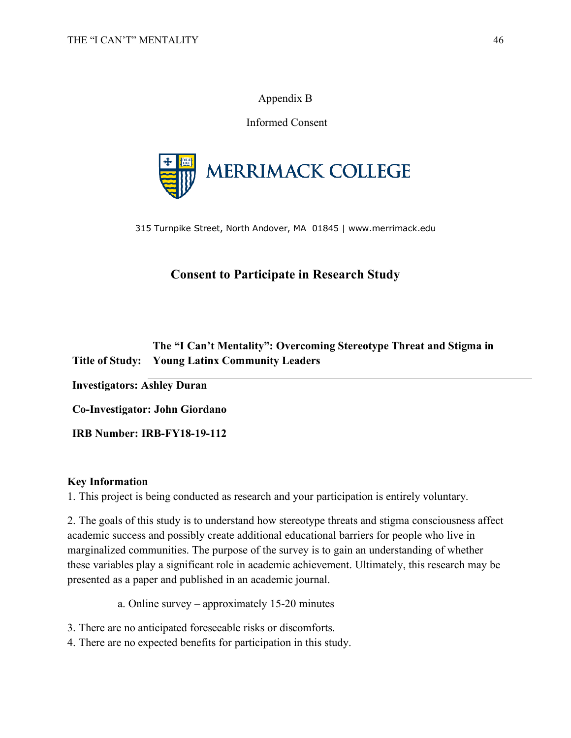Appendix B

Informed Consent

MERRIMACK COLLEGE

315 Turnpike Street, North Andover, MA 01845 | www.merrimack.edu

## Consent to Participate in Research Study

**Title of Study: The "I Can't Mentality": Overcoming Stereotype Threat and Stigma in Young Latinx Community Leaders**

**Investigators: Ashley Duran**

**Co-Investigator: John Giordano**

**IRB Number: IRB-FY18-19-112**

**Key Information**

1. This project is being conducted as research and your participation is entirely voluntary.

2. The goals of this study is to understand how stereotype threats and stigma consciousness affect academic success and possibly create additional educational barriers for people who live in marginalized communities. The purpose of the survey is to gain an understanding of whether these variables play a significant role in academic achievement. Ultimately, this research may be presented as a paper and published in an academic journal.

   a. Online survey – approximately 15-20 minutes

3. There are no anticipated foreseeable risks or discomforts.

4. There are no expected benefits for participation in this study.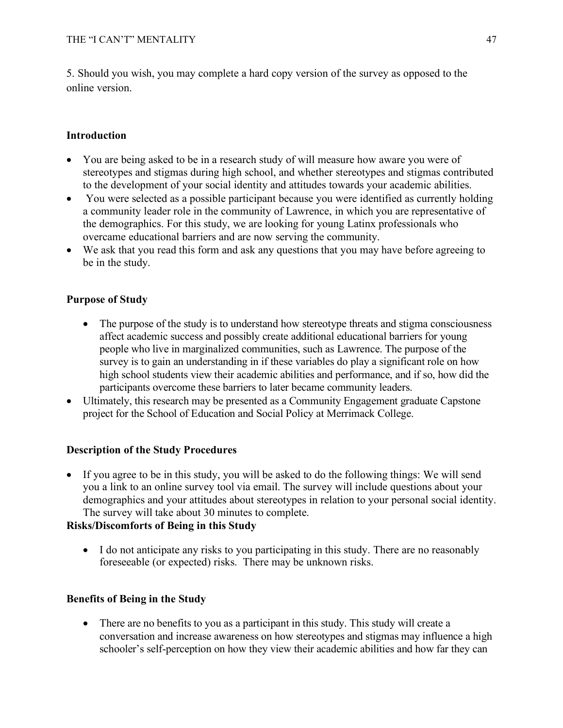5. Should you wish, you may complete a hard copy version of the survey as opposed to the online version.

**Introduction**

- You are being asked to be in a research study of will measure how aware you were of stereotypes and stigmas during high school, and whether stereotypes and stigmas contributed to the development of your social identity and attitudes towards your academic abilities.
- You were selected as a possible participant because you were identified as currently holding a community leader role in the community of Lawrence, in which you are representative of the demographics. For this study, we are looking for young Latinx professionals who overcame educational barriers and are now serving the community.
- We ask that you read this form and ask any questions that you may have before agreeing to be in the study.

**Purpose of Study**

- The purpose of the study is to understand how stereotype threats and stigma consciousness affect academic success and possibly create additional educational barriers for young people who live in marginalized communities, such as Lawrence. The purpose of the survey is to gain an understanding in if these variables do play a significant role on how high school students view their academic abilities and performance, and if so, how did the participants overcome these barriers to later became community leaders.
- Ultimately, this research may be presented as a Community Engagement graduate Capstone project for the School of Education and Social Policy at Merrimack College.

**Description of the Study Procedures**

- If you agree to be in this study, you will be asked to do the following things: We will send you a link to an online survey tool via email. The survey will include questions about your demographics and your attitudes about stereotypes in relation to your personal social identity. The survey will take about 30 minutes to complete.

**Risks/Discomforts of Being in this Study**

- I do not anticipate any risks to you participating in this study. There are no reasonably foreseeable (or expected) risks. There may be unknown risks.

**Benefits of Being in the Study**

- There are no benefits to you as a participant in this study. This study will create a conversation and increase awareness on how stereotypes and stigmas may influence a high schooler's self-perception on how they view their academic abilities and how far they can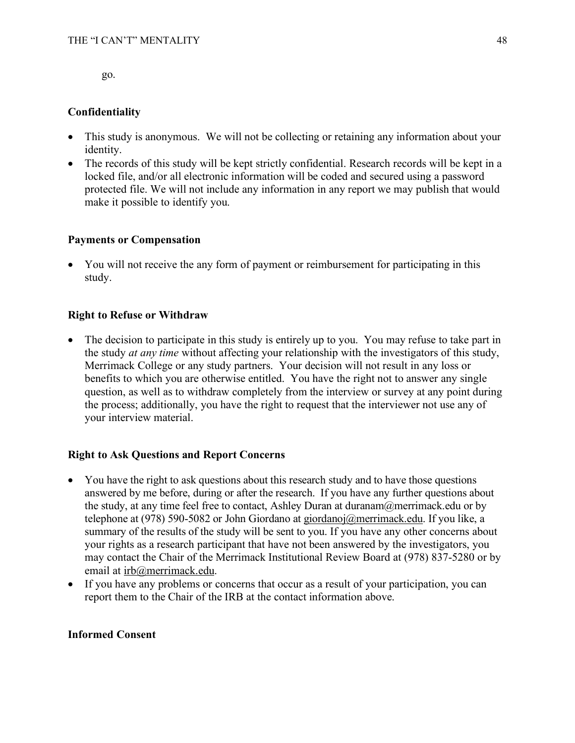go.

**Confidentiality**

- This study is anonymous. We will not be collecting or retaining any information about your identity.
- The records of this study will be kept strictly confidential. Research records will be kept in a locked file, and/or all electronic information will be coded and secured using a password protected file. We will not include any information in any report we may publish that would make it possible to identify you.

**Payments or Compensation**

- You will not receive the any form of payment or reimbursement for participating in this study.

**Right to Refuse or Withdraw**

- The decision to participate in this study is entirely up to you. You may refuse to take part in the study *at any time* without affecting your relationship with the investigators of this study, Merrimack College or any study partners. Your decision will not result in any loss or benefits to which you are otherwise entitled. You have the right not to answer any single question, as well as to withdraw completely from the interview or survey at any point during the process; additionally, you have the right to request that the interviewer not use any of your interview material.

**Right to Ask Questions and Report Concerns**

- You have the right to ask questions about this research study and to have those questions answered by me before, during or after the research. If you have any further questions about the study, at any time feel free to contact, Ashley Duran at duranam@merrimack.edu or by telephone at (978) 590-5082 or John Giordano at giordanoj@merrimack.edu. If you like, a summary of the results of the study will be sent to you. If you have any other concerns about your rights as a research participant that have not been answered by the investigators, you may contact the Chair of the Merrimack Institutional Review Board at (978) 837-5280 or by email at irb@merrimack.edu.
- If you have any problems or concerns that occur as a result of your participation, you can report them to the Chair of the IRB at the contact information above.

**Informed Consent**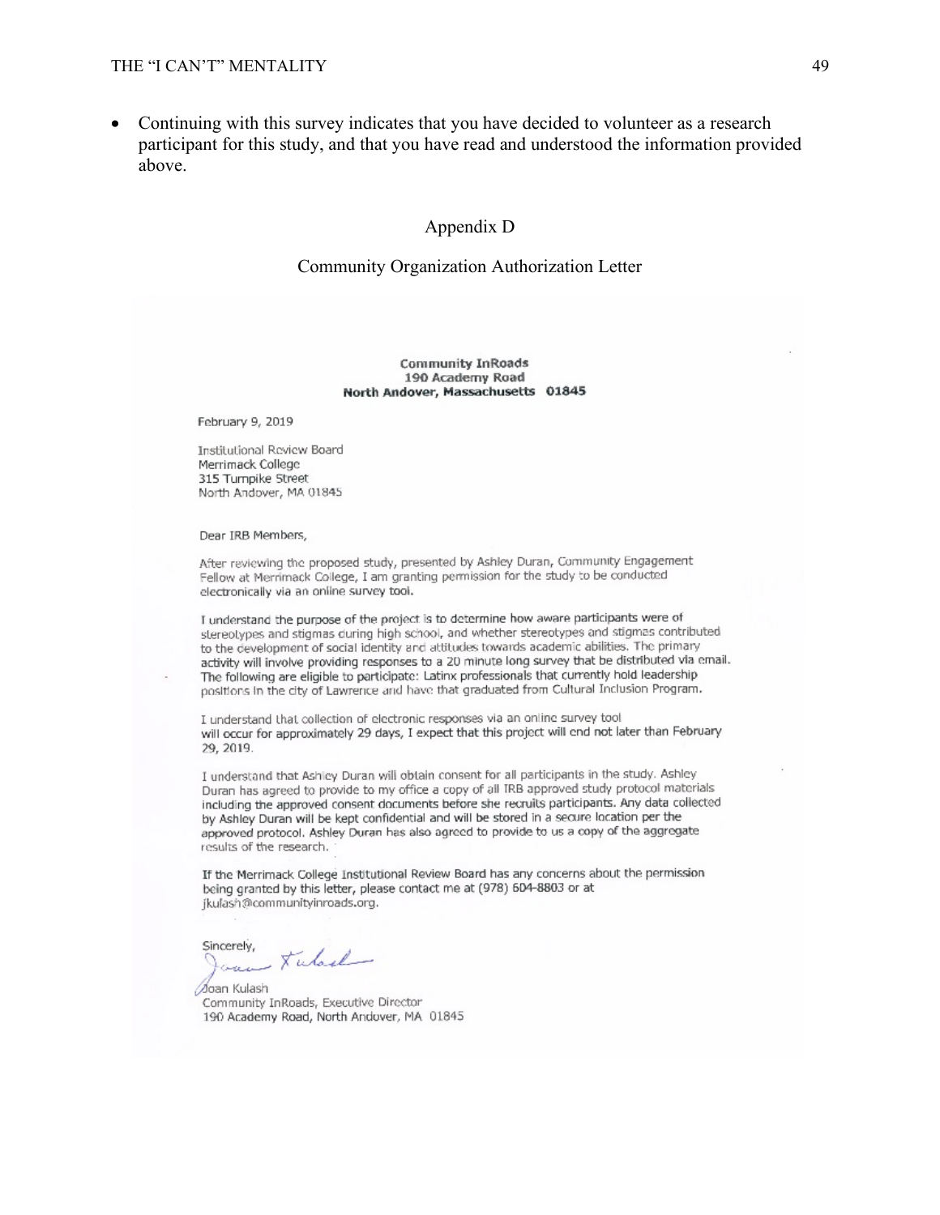- Continuing with this survey indicates that you have decided to volunteer as a research participant for this study, and that you have read and understood the information provided above.

## Appendix D

### Community Organization Authorization Letter

**Community InRoads**
**190 Academy Road**
**North Andover, Massachusetts 01845**

February 9, 2019

Institutional Review Board
Merrimack College
315 Turnpike Street
North Andover, MA 01845

Dear IRB Members,

After reviewing the proposed study, presented by Ashley Duran, Community Engagement Fellow at Merrimack College, I am granting permission for the study to be conducted electronically via an online survey tool.

I understand the purpose of the project is to determine how aware participants were of stereotypes and stigmas during high school, and whether stereotypes and stigmas contributed to the development of social identity and attitudes towards academic abilities. The primary activity will involve providing responses to a 20 minute long survey that be distributed via email. The following are eligible to participate: Latinx professionals that currently hold leadership positions in the city of Lawrence and have that graduated from Cultural Inclusion Program.

I understand that collection of electronic responses via an online survey tool will occur for approximately 29 days, I expect that this project will end not later than February 29, 2019.

I understand that Ashley Duran will obtain consent for all participants in the study. Ashley Duran has agreed to provide to my office a copy of all IRB approved study protocol materials including the approved consent documents before she recruits participants. Any data collected by Ashley Duran will be kept confidential and will be stored in a secure location per the approved protocol. Ashley Duran has also agreed to provide to us a copy of the aggregate results of the research.

If the Merrimack College Institutional Review Board has any concerns about the permission being granted by this letter, please contact me at (978) 604-8803 or at jkulash@communityinroads.org.

Sincerely,

Joan Kulash
Community InRoads, Executive Director
190 Academy Road, North Andover, MA 01845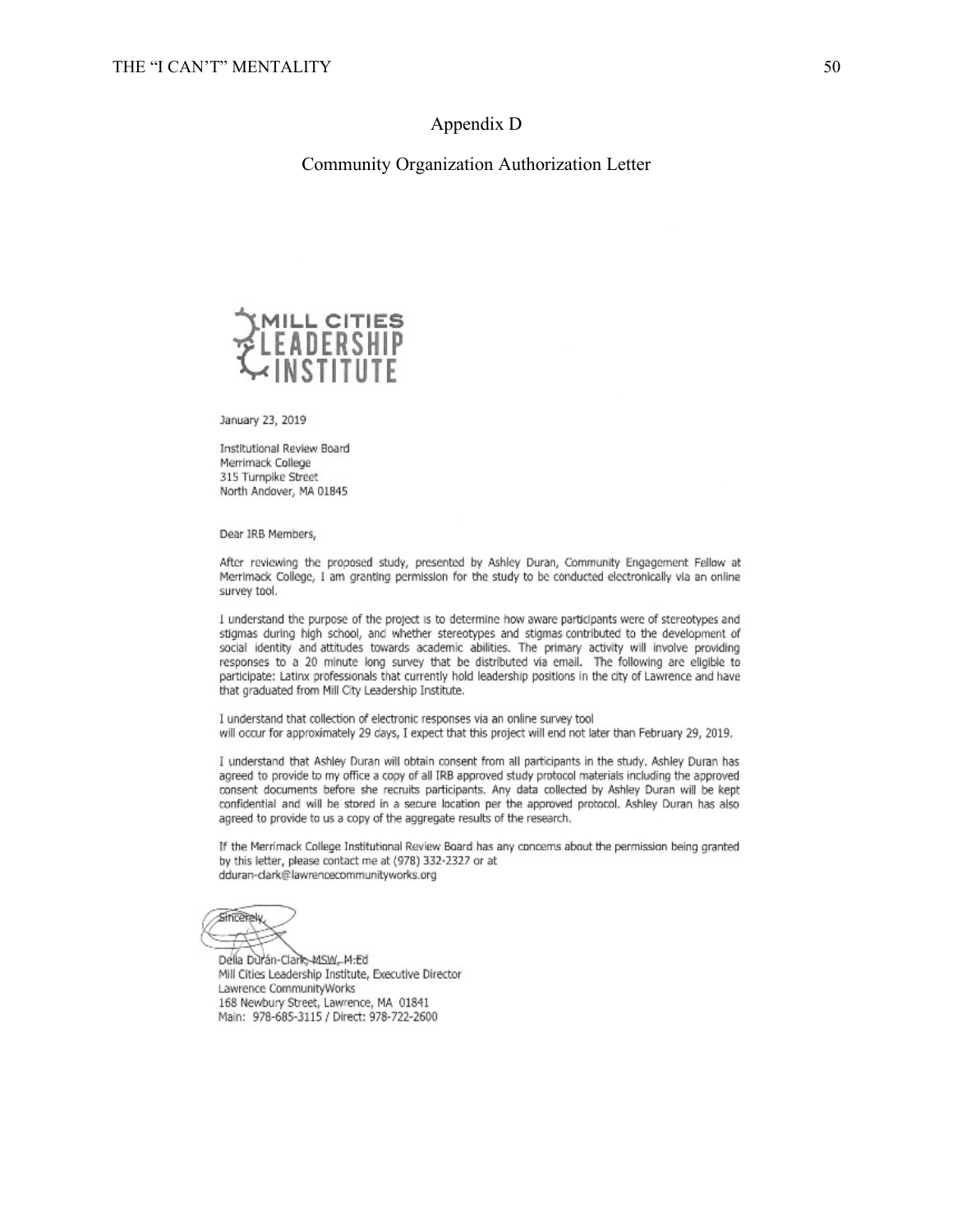# Appendix D

## Community Organization Authorization Letter

MILL CITIES LEADERSHIP INSTITUTE

January 23, 2019

Institutional Review Board
Merrimack College
315 Turnpike Street
North Andover, MA 01845

Dear IRB Members,

After reviewing the proposed study, presented by Ashley Duran, Community Engagement Fellow at Merrimack College, I am granting permission for the study to be conducted electronically via an online survey tool.

I understand the purpose of the project is to determine how aware participants were of stereotypes and stigmas during high school, and whether stereotypes and stigmas contributed to the development of social identity and attitudes towards academic abilities. The primary activity will involve providing responses to a 20 minute long survey that be distributed via email. The following are eligible to participate: Latinx professionals that currently hold leadership positions in the city of Lawrence and have that graduated from Mill City Leadership Institute.

I understand that collection of electronic responses via an online survey tool
will occur for approximately 29 days, I expect that this project will end not later than February 29, 2019.

I understand that Ashley Duran will obtain consent from all participants in the study. Ashley Duran has agreed to provide to my office a copy of all IRB approved study protocol materials including the approved consent documents before she recruits participants. Any data collected by Ashley Duran will be kept confidential and will be stored in a secure location per the approved protocol. Ashley Duran has also agreed to provide to us a copy of the aggregate results of the research.

If the Merrimack College Institutional Review Board has any concerns about the permission being granted by this letter, please contact me at (978) 332-2327 or at
dduran-clark@lawrencecommunityworks.org

Sincerely,

Della Durán-Clark, MSW, M.Ed
Mill Cities Leadership Institute, Executive Director
Lawrence CommunityWorks
168 Newbury Street, Lawrence, MA 01841
Main: 978-685-3115 / Direct: 978-722-2600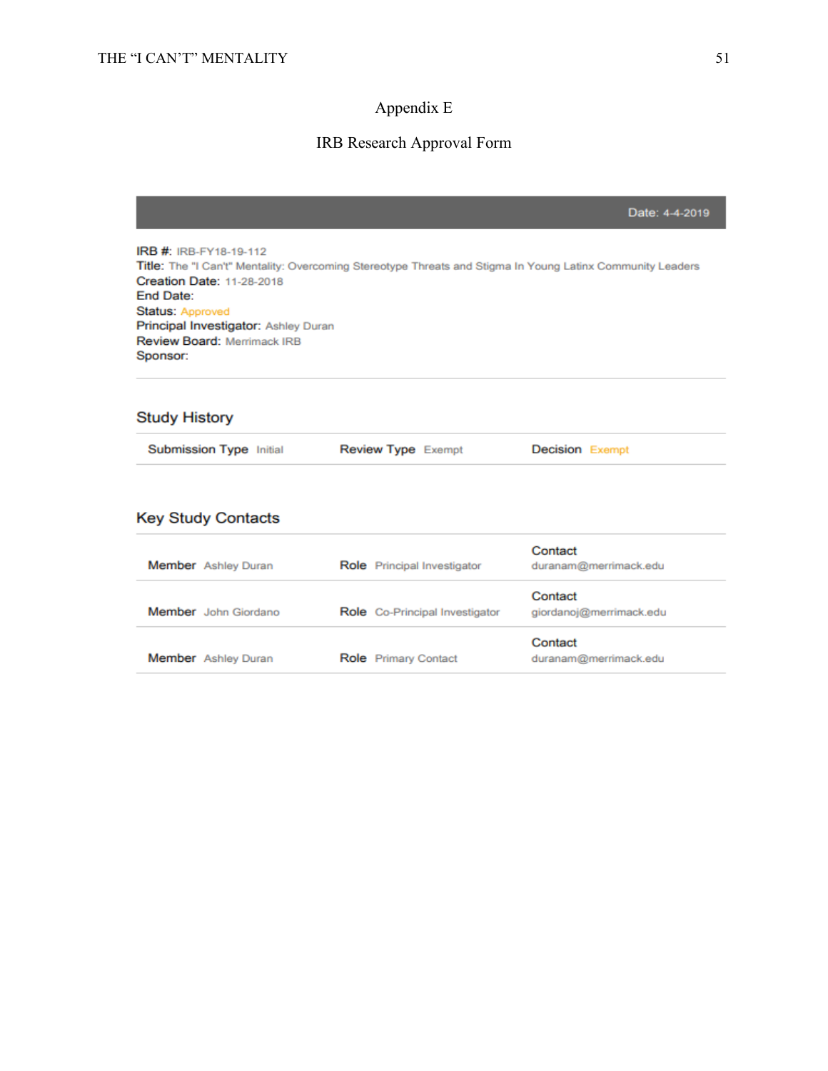# Appendix E

## IRB Research Approval Form

Date: 4-4-2019

**IRB #:** IRB-FY18-19-112
**Title:** The "I Can't" Mentality: Overcoming Stereotype Threats and Stigma In Young Latinx Community Leaders
**Creation Date:** 11-28-2018
**End Date:**
**Status:** Approved
**Principal Investigator:** Ashley Duran
**Review Board:** Merrimack IRB
**Sponsor:**

### Study History

| | | |
|---|---|---|
| **Submission Type** Initial | **Review Type** Exempt | **Decision** Exempt |

### Key Study Contacts

| | | |
|---|---|---|
| **Member** Ashley Duran | **Role** Principal Investigator | **Contact** duranam@merrimack.edu |
| **Member** John Giordano | **Role** Co-Principal Investigator | **Contact** giordanoj@merrimack.edu |
| **Member** Ashley Duran | **Role** Primary Contact | **Contact** duranam@merrimack.edu |